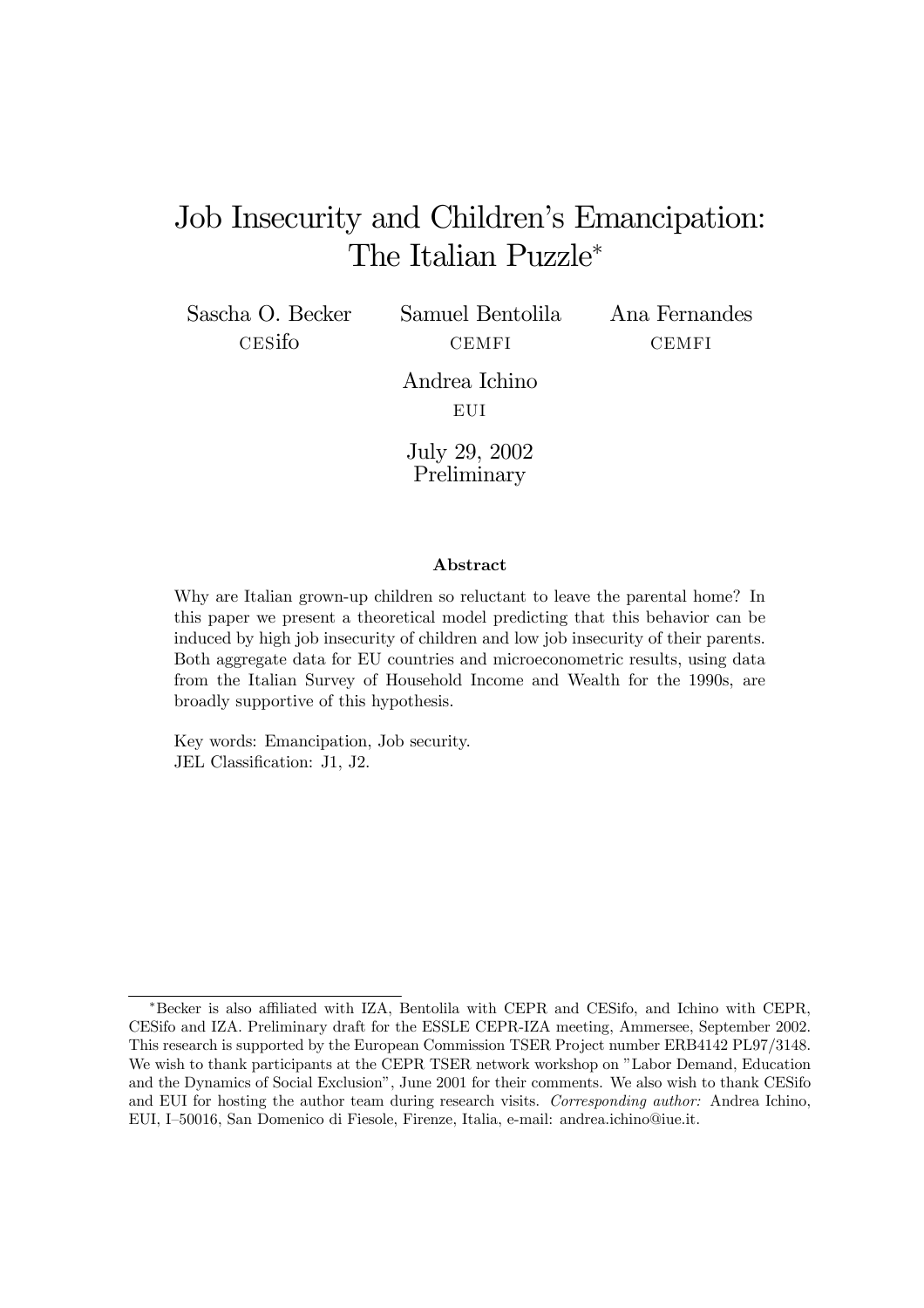# Job Insecurity and Children's Emancipation: The Italian Puzzle*

Sascha O. Becker
CESifo

Samuel Bentolila
CEMFI

Ana Fernandes
CEMFI

Andrea Ichino
EUI

July 29, 2002
Preliminary

### Abstract

Why are Italian grown-up children so reluctant to leave the parental home? In this paper we present a theoretical model predicting that this behavior can be induced by high job insecurity of children and low job insecurity of their parents. Both aggregate data for EU countries and microeconometric results, using data from the Italian Survey of Household Income and Wealth for the 1990s, are broadly supportive of this hypothesis.

Key words: Emancipation, Job security.
JEL Classification: J1, J2.

---

*Becker is also affiliated with IZA, Bentolila with CEPR and CESifo, and Ichino with CEPR, CESifo and IZA. Preliminary draft for the ESSLE CEPR-IZA meeting, Ammersee, September 2002. This research is supported by the European Commission TSER Project number ERB4142 PL97/3148. We wish to thank participants at the CEPR TSER network workshop on "Labor Demand, Education and the Dynamics of Social Exclusion", June 2001 for their comments. We also wish to thank CESifo and EUI for hosting the author team during research visits. *Corresponding author:* Andrea Ichino, EUI, I–50016, San Domenico di Fiesole, Firenze, Italia, e-mail: andrea.ichino@iue.it.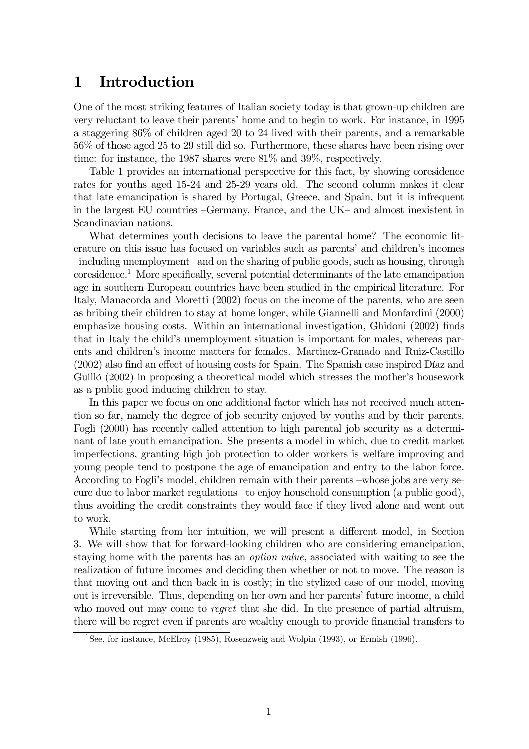# 1 Introduction

One of the most striking features of Italian society today is that grown-up children are very reluctant to leave their parents' home and to begin to work. For instance, in 1995 a staggering 86% of children aged 20 to 24 lived with their parents, and a remarkable 56% of those aged 25 to 29 still did so. Furthermore, these shares have been rising over time: for instance, the 1987 shares were 81% and 39%, respectively.

Table 1 provides an international perspective for this fact, by showing coresidence rates for youths aged 15-24 and 25-29 years old. The second column makes it clear that late emancipation is shared by Portugal, Greece, and Spain, but it is infrequent in the largest EU countries –Germany, France, and the UK– and almost inexistent in Scandinavian nations.

What determines youth decisions to leave the parental home? The economic literature on this issue has focused on variables such as parents' and children's incomes –including unemployment– and on the sharing of public goods, such as housing, through coresidence.[1] More specifically, several potential determinants of the late emancipation age in southern European countries have been studied in the empirical literature. For Italy, Manacorda and Moretti (2002) focus on the income of the parents, who are seen as bribing their children to stay at home longer, while Giannelli and Monfardini (2000) emphasize housing costs. Within an international investigation, Ghidoni (2002) finds that in Italy the child's unemployment situation is important for males, whereas parents and children's income matters for females. Martinez-Granado and Ruiz-Castillo (2002) also find an effect of housing costs for Spain. The Spanish case inspired Díaz and Guilló (2002) in proposing a theoretical model which stresses the mother's housework as a public good inducing children to stay.

In this paper we focus on one additional factor which has not received much attention so far, namely the degree of job security enjoyed by youths and by their parents. Fogli (2000) has recently called attention to high parental job security as a determinant of late youth emancipation. She presents a model in which, due to credit market imperfections, granting high job protection to older workers is welfare improving and young people tend to postpone the age of emancipation and entry to the labor force. According to Fogli's model, children remain with their parents –whose jobs are very secure due to labor market regulations– to enjoy household consumption (a public good), thus avoiding the credit constraints they would face if they lived alone and went out to work.

While starting from her intuition, we will present a different model, in Section 3. We will show that for forward-looking children who are considering emancipation, staying home with the parents has an *option value*, associated with waiting to see the realization of future incomes and deciding then whether or not to move. The reason is that moving out and then back in is costly; in the stylized case of our model, moving out is irreversible. Thus, depending on her own and her parents' future income, a child who moved out may come to *regret* that she did. In the presence of partial altruism, there will be regret even if parents are wealthy enough to provide financial transfers to

[1] See, for instance, McElroy (1985), Rosenzweig and Wolpin (1993), or Ermish (1996).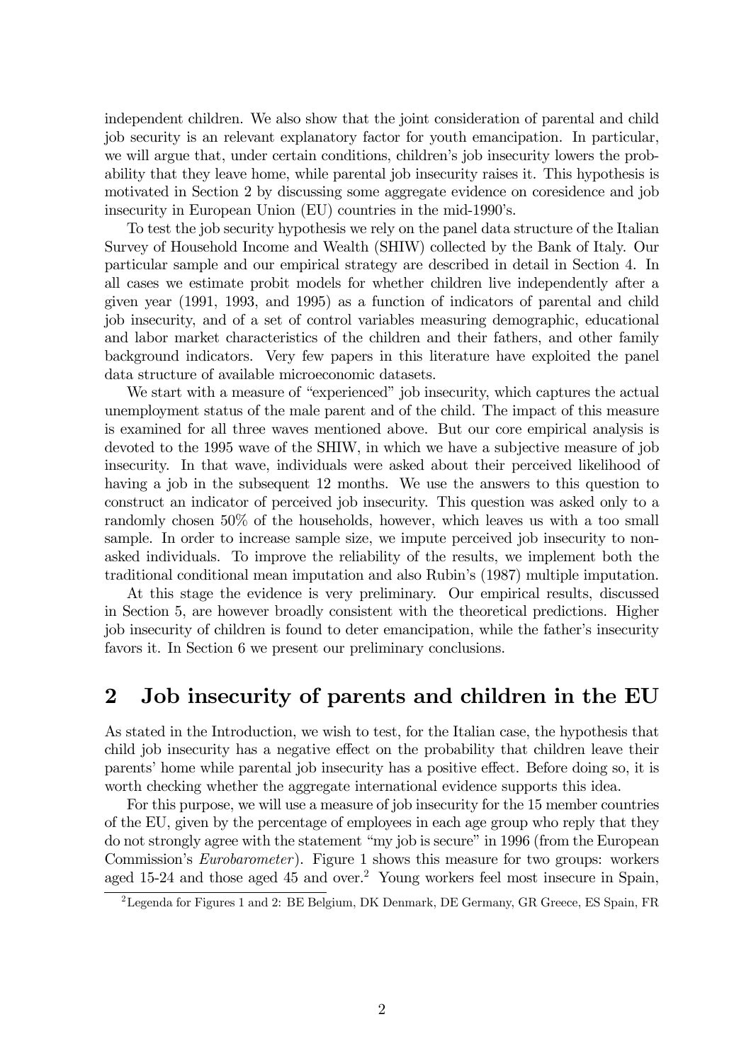independent children. We also show that the joint consideration of parental and child job security is an relevant explanatory factor for youth emancipation. In particular, we will argue that, under certain conditions, children's job insecurity lowers the probability that they leave home, while parental job insecurity raises it. This hypothesis is motivated in Section 2 by discussing some aggregate evidence on coresidence and job insecurity in European Union (EU) countries in the mid-1990's.

To test the job security hypothesis we rely on the panel data structure of the Italian Survey of Household Income and Wealth (SHIW) collected by the Bank of Italy. Our particular sample and our empirical strategy are described in detail in Section 4. In all cases we estimate probit models for whether children live independently after a given year (1991, 1993, and 1995) as a function of indicators of parental and child job insecurity, and of a set of control variables measuring demographic, educational and labor market characteristics of the children and their fathers, and other family background indicators. Very few papers in this literature have exploited the panel data structure of available microeconomic datasets.

We start with a measure of "experienced" job insecurity, which captures the actual unemployment status of the male parent and of the child. The impact of this measure is examined for all three waves mentioned above. But our core empirical analysis is devoted to the 1995 wave of the SHIW, in which we have a subjective measure of job insecurity. In that wave, individuals were asked about their perceived likelihood of having a job in the subsequent 12 months. We use the answers to this question to construct an indicator of perceived job insecurity. This question was asked only to a randomly chosen 50% of the households, however, which leaves us with a too small sample. In order to increase sample size, we impute perceived job insecurity to non-asked individuals. To improve the reliability of the results, we implement both the traditional conditional mean imputation and also Rubin's (1987) multiple imputation.

At this stage the evidence is very preliminary. Our empirical results, discussed in Section 5, are however broadly consistent with the theoretical predictions. Higher job insecurity of children is found to deter emancipation, while the father's insecurity favors it. In Section 6 we present our preliminary conclusions.

## 2 Job insecurity of parents and children in the EU

As stated in the Introduction, we wish to test, for the Italian case, the hypothesis that child job insecurity has a negative effect on the probability that children leave their parents' home while parental job insecurity has a positive effect. Before doing so, it is worth checking whether the aggregate international evidence supports this idea.

For this purpose, we will use a measure of job insecurity for the 15 member countries of the EU, given by the percentage of employees in each age group who reply that they do not strongly agree with the statement "my job is secure" in 1996 (from the European Commission's *Eurobarometer*). Figure 1 shows this measure for two groups: workers aged 15-24 and those aged 45 and over.[2] Young workers feel most insecure in Spain,

[2] Legenda for Figures 1 and 2: BE Belgium, DK Denmark, DE Germany, GR Greece, ES Spain, FR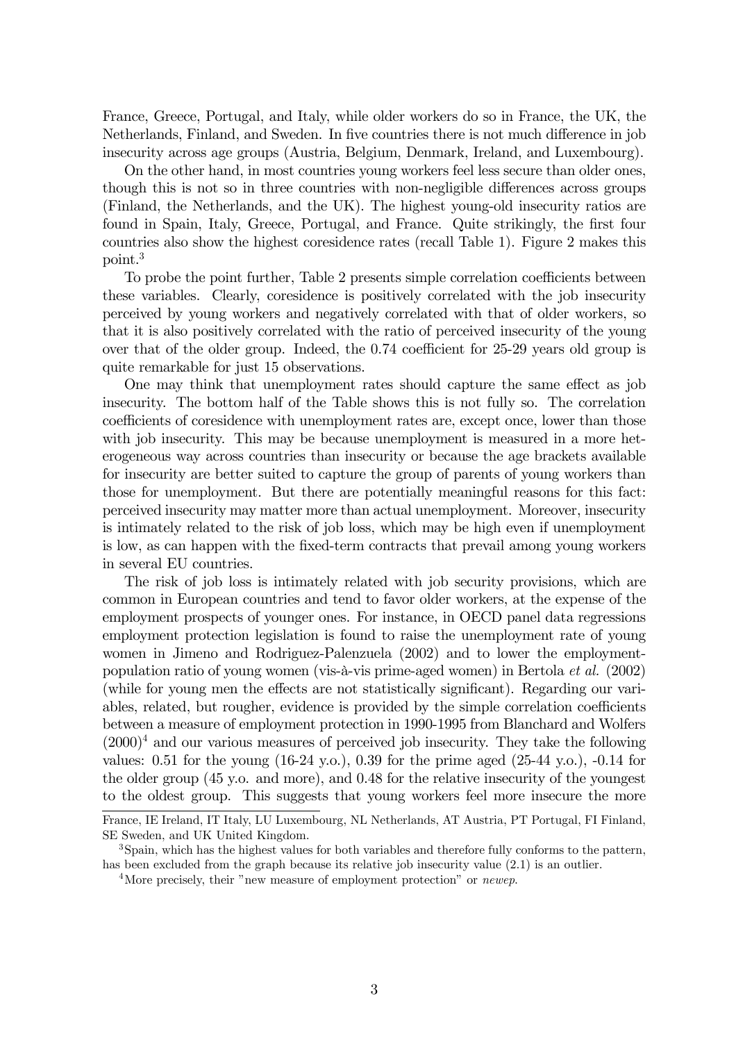France, Greece, Portugal, and Italy, while older workers do so in France, the UK, the Netherlands, Finland, and Sweden. In five countries there is not much difference in job insecurity across age groups (Austria, Belgium, Denmark, Ireland, and Luxembourg).

On the other hand, in most countries young workers feel less secure than older ones, though this is not so in three countries with non-negligible differences across groups (Finland, the Netherlands, and the UK). The highest young-old insecurity ratios are found in Spain, Italy, Greece, Portugal, and France. Quite strikingly, the first four countries also show the highest coresidence rates (recall Table 1). Figure 2 makes this point.[3]

To probe the point further, Table 2 presents simple correlation coefficients between these variables. Clearly, coresidence is positively correlated with the job insecurity perceived by young workers and negatively correlated with that of older workers, so that it is also positively correlated with the ratio of perceived insecurity of the young over that of the older group. Indeed, the 0.74 coefficient for 25-29 years old group is quite remarkable for just 15 observations.

One may think that unemployment rates should capture the same effect as job insecurity. The bottom half of the Table shows this is not fully so. The correlation coefficients of coresidence with unemployment rates are, except once, lower than those with job insecurity. This may be because unemployment is measured in a more heterogeneous way across countries than insecurity or because the age brackets available for insecurity are better suited to capture the group of parents of young workers than those for unemployment. But there are potentially meaningful reasons for this fact: perceived insecurity may matter more than actual unemployment. Moreover, insecurity is intimately related to the risk of job loss, which may be high even if unemployment is low, as can happen with the fixed-term contracts that prevail among young workers in several EU countries.

The risk of job loss is intimately related with job security provisions, which are common in European countries and tend to favor older workers, at the expense of the employment prospects of younger ones. For instance, in OECD panel data regressions employment protection legislation is found to raise the unemployment rate of young women in Jimeno and Rodriguez-Palenzuela (2002) and to lower the employment-population ratio of young women (vis-à-vis prime-aged women) in Bertola *et al.* (2002) (while for young men the effects are not statistically significant). Regarding our variables, related, but rougher, evidence is provided by the simple correlation coefficients between a measure of employment protection in 1990-1995 from Blanchard and Wolfers (2000)[4] and our various measures of perceived job insecurity. They take the following values: 0.51 for the young (16-24 y.o.), 0.39 for the prime aged (25-44 y.o.), -0.14 for the older group (45 y.o. and more), and 0.48 for the relative insecurity of the youngest to the oldest group. This suggests that young workers feel more insecure the more

France, IE Ireland, IT Italy, LU Luxembourg, NL Netherlands, AT Austria, PT Portugal, FI Finland, SE Sweden, and UK United Kingdom.

[3] Spain, which has the highest values for both variables and therefore fully conforms to the pattern, has been excluded from the graph because its relative job insecurity value (2.1) is an outlier.

[4] More precisely, their "new measure of employment protection" or *newep*.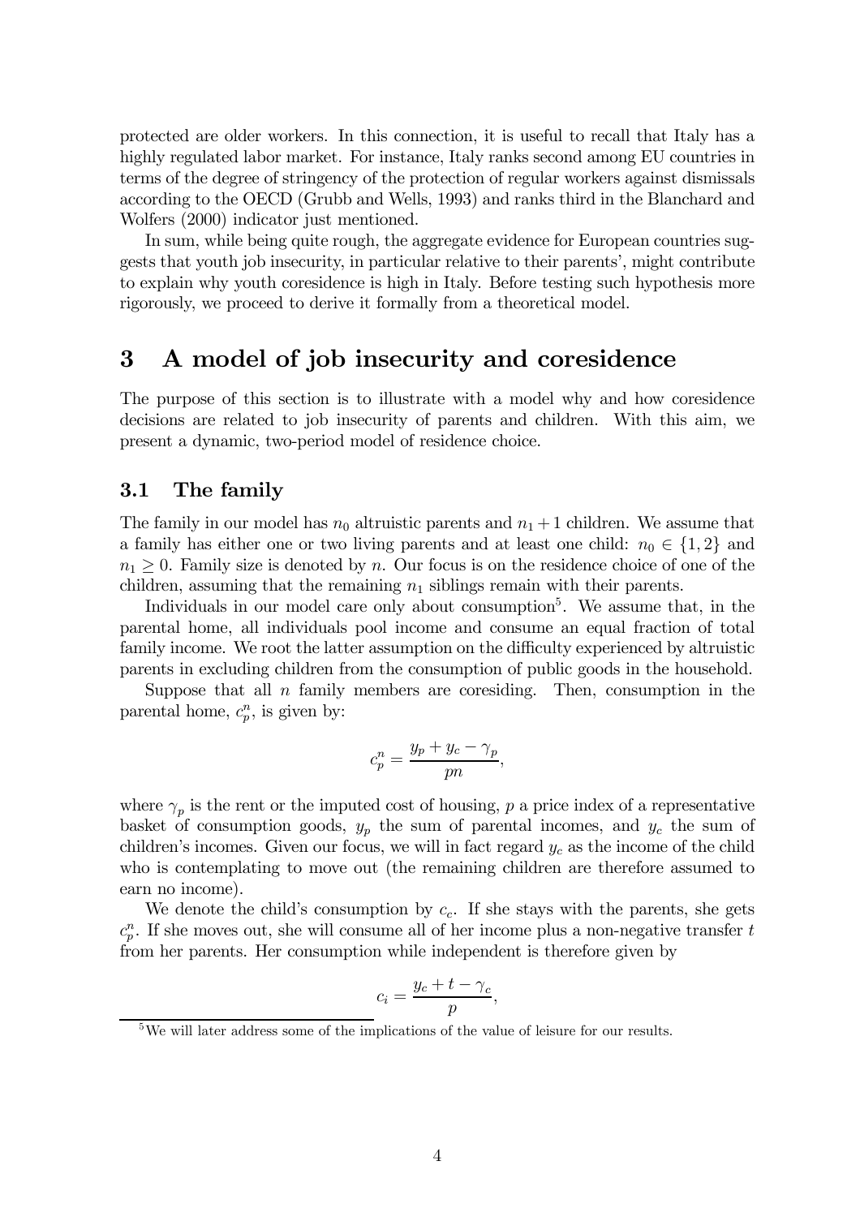protected are older workers. In this connection, it is useful to recall that Italy has a highly regulated labor market. For instance, Italy ranks second among EU countries in terms of the degree of stringency of the protection of regular workers against dismissals according to the OECD (Grubb and Wells, 1993) and ranks third in the Blanchard and Wolfers (2000) indicator just mentioned.

In sum, while being quite rough, the aggregate evidence for European countries suggests that youth job insecurity, in particular relative to their parents', might contribute to explain why youth coresidence is high in Italy. Before testing such hypothesis more rigorously, we proceed to derive it formally from a theoretical model.

# 3 A model of job insecurity and coresidence

The purpose of this section is to illustrate with a model why and how coresidence decisions are related to job insecurity of parents and children. With this aim, we present a dynamic, two-period model of residence choice.

## 3.1 The family

The family in our model has $n_0$ altruistic parents and $n_1 + 1$ children. We assume that a family has either one or two living parents and at least one child: $n_0 \in \{1, 2\}$ and $n_1 \geq 0$. Family size is denoted by $n$. Our focus is on the residence choice of one of the children, assuming that the remaining $n_1$ siblings remain with their parents.

Individuals in our model care only about consumption[5]. We assume that, in the parental home, all individuals pool income and consume an equal fraction of total family income. We root the latter assumption on the difficulty experienced by altruistic parents in excluding children from the consumption of public goods in the household.

Suppose that all $n$ family members are coresiding. Then, consumption in the parental home, $c_p^n$, is given by:

$$c_p^n = \frac{y_p + y_c - \gamma_p}{pn},$$

where $\gamma_p$ is the rent or the imputed cost of housing, $p$ a price index of a representative basket of consumption goods, $y_p$ the sum of parental incomes, and $y_c$ the sum of children's incomes. Given our focus, we will in fact regard $y_c$ as the income of the child who is contemplating to move out (the remaining children are therefore assumed to earn no income).

We denote the child's consumption by $c_c$. If she stays with the parents, she gets $c_p^n$. If she moves out, she will consume all of her income plus a non-negative transfer $t$ from her parents. Her consumption while independent is therefore given by

$$c_i = \frac{y_c + t - \gamma_c}{p},$$

[5] We will later address some of the implications of the value of leisure for our results.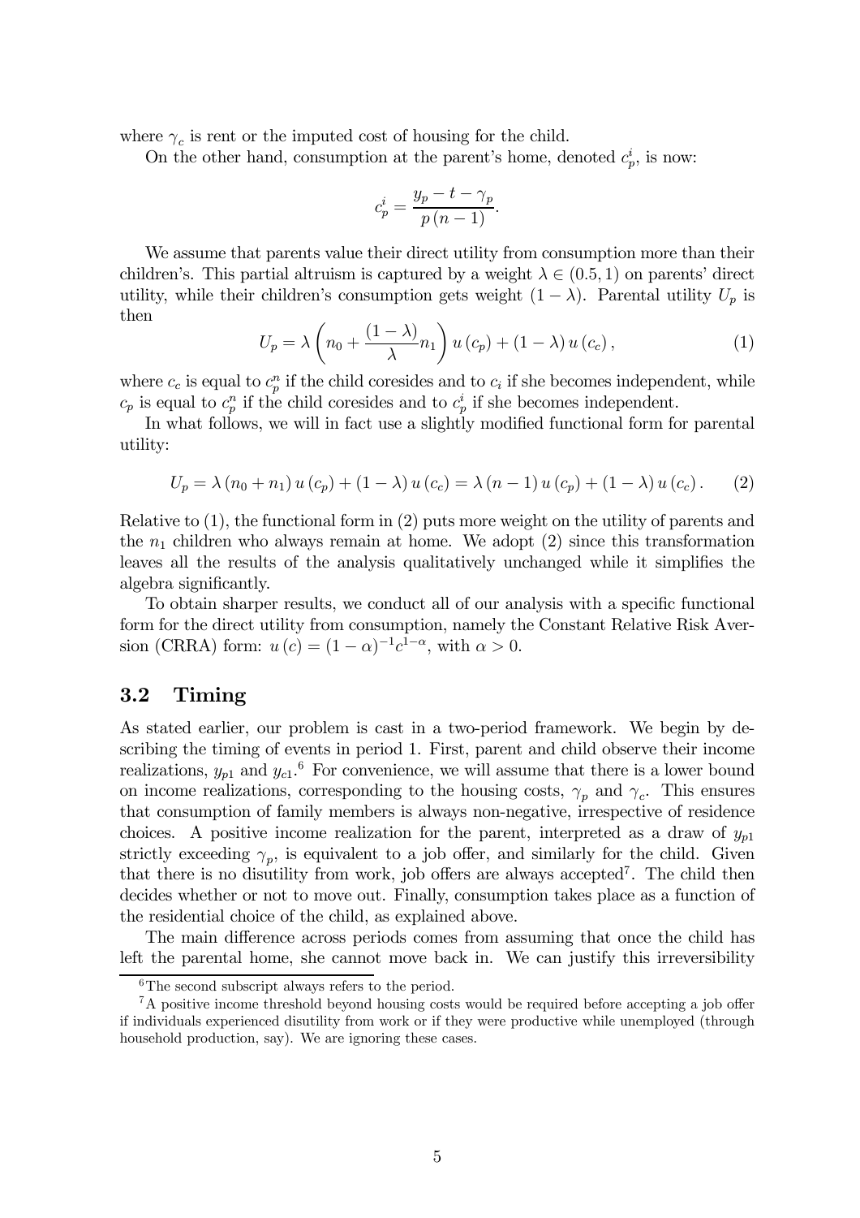where $\gamma_c$ is rent or the imputed cost of housing for the child.

On the other hand, consumption at the parent's home, denoted $c_p^i$, is now:

$$c_p^i = \frac{y_p - t - \gamma_p}{p\,(n-1)}.$$

We assume that parents value their direct utility from consumption more than their children's. This partial altruism is captured by a weight $\lambda \in (0.5, 1)$ on parents' direct utility, while their children's consumption gets weight $(1-\lambda)$. Parental utility $U_p$ is then

$$U_p = \lambda \left( n_0 + \frac{(1-\lambda)}{\lambda} n_1 \right) u\left(c_p\right) + (1-\lambda)\, u\left(c_c\right), \tag{1}$$

where $c_c$ is equal to $c_p^n$ if the child coresides and to $c_i$ if she becomes independent, while $c_p$ is equal to $c_p^n$ if the child coresides and to $c_p^i$ if she becomes independent.

In what follows, we will in fact use a slightly modified functional form for parental utility:

$$U_p = \lambda \left(n_0 + n_1\right) u\left(c_p\right) + (1-\lambda)\, u\left(c_c\right) = \lambda\,(n-1)\, u\left(c_p\right) + (1-\lambda)\, u\left(c_c\right). \tag{2}$$

Relative to (1), the functional form in (2) puts more weight on the utility of parents and the $n_1$ children who always remain at home. We adopt (2) since this transformation leaves all the results of the analysis qualitatively unchanged while it simplifies the algebra significantly.

To obtain sharper results, we conduct all of our analysis with a specific functional form for the direct utility from consumption, namely the Constant Relative Risk Aversion (CRRA) form: $u\left(c\right) = (1-\alpha)^{-1} c^{1-\alpha}$, with $\alpha > 0$.

## 3.2 Timing

As stated earlier, our problem is cast in a two-period framework. We begin by describing the timing of events in period 1. First, parent and child observe their income realizations, $y_{p1}$ and $y_{c1}$.[6] For convenience, we will assume that there is a lower bound on income realizations, corresponding to the housing costs, $\gamma_p$ and $\gamma_c$. This ensures that consumption of family members is always non-negative, irrespective of residence choices. A positive income realization for the parent, interpreted as a draw of $y_{p1}$ strictly exceeding $\gamma_p$, is equivalent to a job offer, and similarly for the child. Given that there is no disutility from work, job offers are always accepted[7]. The child then decides whether or not to move out. Finally, consumption takes place as a function of the residential choice of the child, as explained above.

The main difference across periods comes from assuming that once the child has left the parental home, she cannot move back in. We can justify this irreversibility

[6] The second subscript always refers to the period.

[7] A positive income threshold beyond housing costs would be required before accepting a job offer if individuals experienced disutility from work or if they were productive while unemployed (through household production, say). We are ignoring these cases.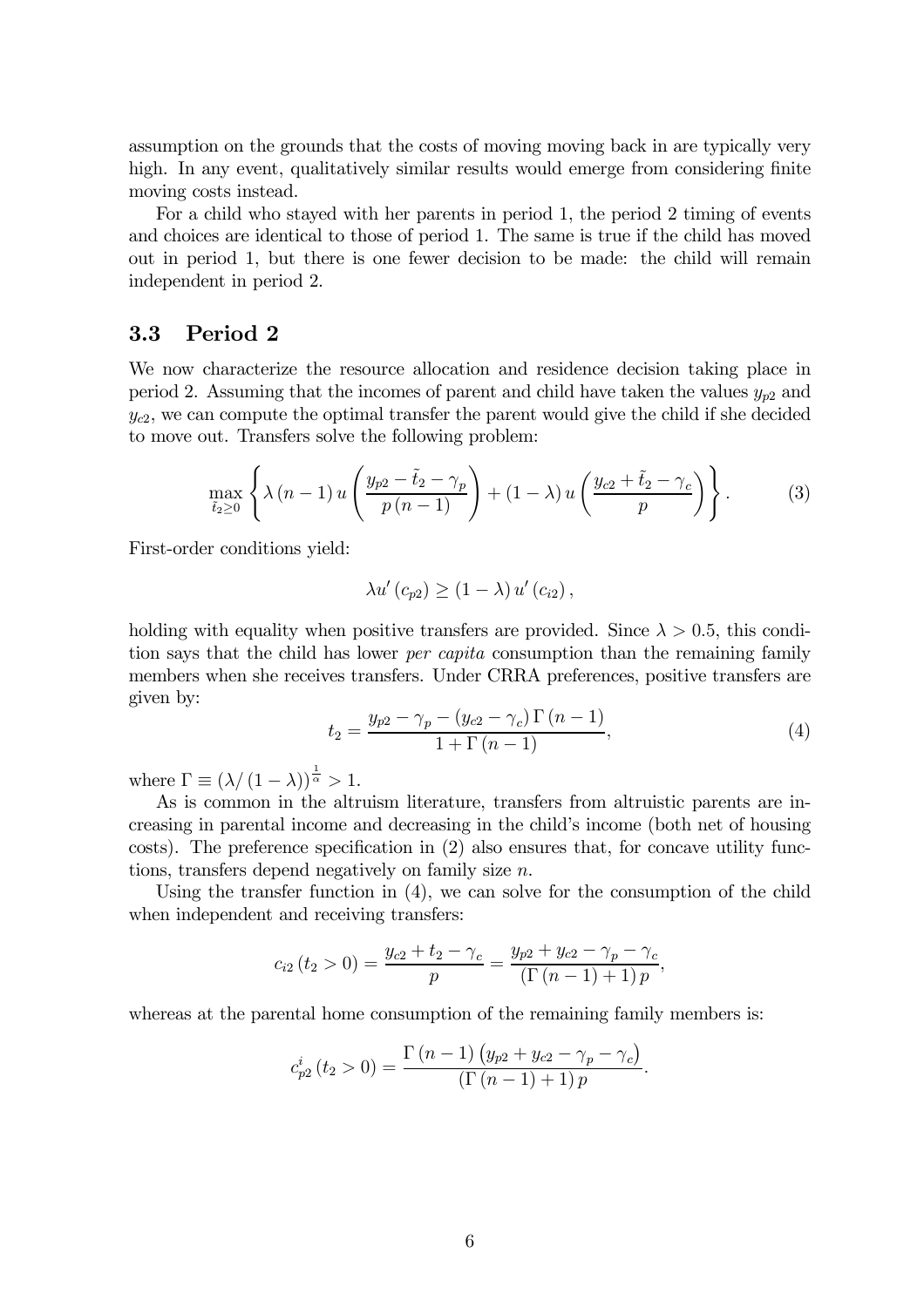assumption on the grounds that the costs of moving moving back in are typically very high. In any event, qualitatively similar results would emerge from considering finite moving costs instead.

For a child who stayed with her parents in period 1, the period 2 timing of events and choices are identical to those of period 1. The same is true if the child has moved out in period 1, but there is one fewer decision to be made: the child will remain independent in period 2.

## 3.3 Period 2

We now characterize the resource allocation and residence decision taking place in period 2. Assuming that the incomes of parent and child have taken the values $y_{p2}$ and $y_{c2}$, we can compute the optimal transfer the parent would give the child if she decided to move out. Transfers solve the following problem:

$$\max_{\tilde{t}_2 \geq 0} \left\{ \lambda (n-1) u \left( \frac{y_{p2} - \tilde{t}_2 - \gamma_p}{p(n-1)} \right) + (1-\lambda) u \left( \frac{y_{c2} + \tilde{t}_2 - \gamma_c}{p} \right) \right\}. \tag{3}$$

First-order conditions yield:

$$\lambda u'(c_{p2}) \geq (1-\lambda) u'(c_{i2}),$$

holding with equality when positive transfers are provided. Since $\lambda > 0.5$, this condition says that the child has lower *per capita* consumption than the remaining family members when she receives transfers. Under CRRA preferences, positive transfers are given by:

$$t_2 = \frac{y_{p2} - \gamma_p - (y_{c2} - \gamma_c) \Gamma (n-1)}{1 + \Gamma (n-1)}, \tag{4}$$

where $\Gamma \equiv (\lambda / (1-\lambda))^{\frac{1}{\alpha}} > 1$.

As is common in the altruism literature, transfers from altruistic parents are increasing in parental income and decreasing in the child's income (both net of housing costs). The preference specification in (2) also ensures that, for concave utility functions, transfers depend negatively on family size $n$.

Using the transfer function in (4), we can solve for the consumption of the child when independent and receiving transfers:

$$c_{i2}(t_2 > 0) = \frac{y_{c2} + t_2 - \gamma_c}{p} = \frac{y_{p2} + y_{c2} - \gamma_p - \gamma_c}{(\Gamma (n-1) + 1) p},$$

whereas at the parental home consumption of the remaining family members is:

$$c_{p2}^{i}(t_2 > 0) = \frac{\Gamma (n-1) \left( y_{p2} + y_{c2} - \gamma_p - \gamma_c \right)}{(\Gamma (n-1) + 1) p}.$$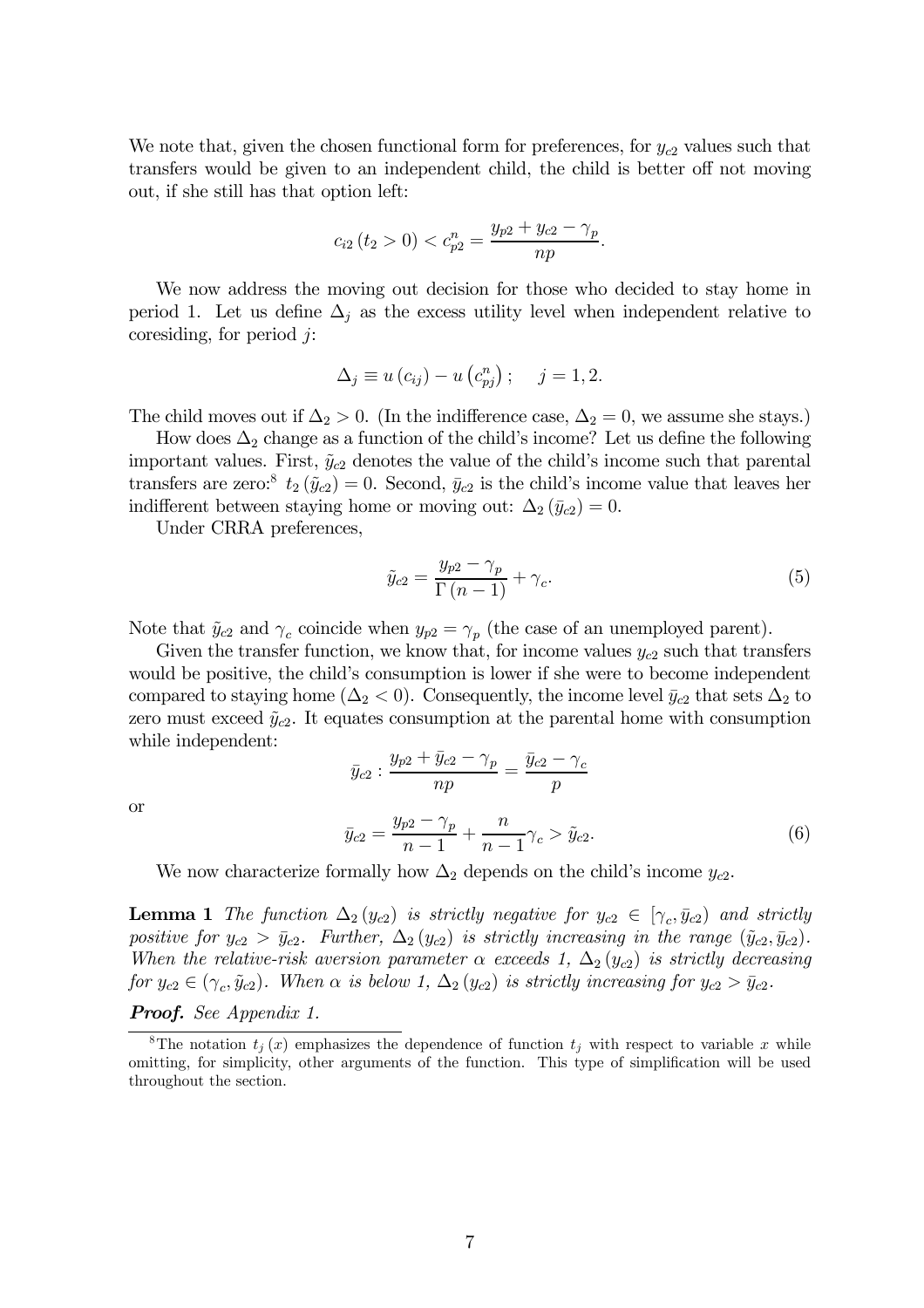We note that, given the chosen functional form for preferences, for $y_{c2}$ values such that transfers would be given to an independent child, the child is better off not moving out, if she still has that option left:

$$c_{i2}(t_2 > 0) < c_{p2}^n = \frac{y_{p2} + y_{c2} - \gamma_p}{np}.$$

We now address the moving out decision for those who decided to stay home in period 1. Let us define $\Delta_j$ as the excess utility level when independent relative to coresiding, for period $j$:

$$\Delta_j \equiv u(c_{ij}) - u\left(c_{pj}^n\right); \quad j = 1, 2.$$

The child moves out if $\Delta_2 > 0$. (In the indifference case, $\Delta_2 = 0$, we assume she stays.)

How does $\Delta_2$ change as a function of the child's income? Let us define the following important values. First, $\tilde{y}_{c2}$ denotes the value of the child's income such that parental transfers are zero:[8] $t_2(\tilde{y}_{c2}) = 0$. Second, $\bar{y}_{c2}$ is the child's income value that leaves her indifferent between staying home or moving out: $\Delta_2(\bar{y}_{c2}) = 0$.

Under CRRA preferences,

$$\tilde{y}_{c2} = \frac{y_{p2} - \gamma_p}{\Gamma(n-1)} + \gamma_c. \tag{5}$$

Note that $\tilde{y}_{c2}$ and $\gamma_c$ coincide when $y_{p2} = \gamma_p$ (the case of an unemployed parent).

Given the transfer function, we know that, for income values $y_{c2}$ such that transfers would be positive, the child's consumption is lower if she were to become independent compared to staying home ($\Delta_2 < 0$). Consequently, the income level $\bar{y}_{c2}$ that sets $\Delta_2$ to zero must exceed $\tilde{y}_{c2}$. It equates consumption at the parental home with consumption while independent:

$$\bar{y}_{c2} : \frac{y_{p2} + \bar{y}_{c2} - \gamma_p}{np} = \frac{\bar{y}_{c2} - \gamma_c}{p}$$

or

$$\bar{y}_{c2} = \frac{y_{p2} - \gamma_p}{n-1} + \frac{n}{n-1}\gamma_c > \tilde{y}_{c2}. \tag{6}$$

We now characterize formally how $\Delta_2$ depends on the child's income $y_{c2}$.

**Lemma 1** *The function $\Delta_2(y_{c2})$ is strictly negative for $y_{c2} \in [\gamma_c, \bar{y}_{c2})$ and strictly positive for $y_{c2} > \bar{y}_{c2}$. Further, $\Delta_2(y_{c2})$ is strictly increasing in the range $(\tilde{y}_{c2}, \bar{y}_{c2})$. When the relative-risk aversion parameter $\alpha$ exceeds 1, $\Delta_2(y_{c2})$ is strictly decreasing for $y_{c2} \in (\gamma_c, \tilde{y}_{c2})$. When $\alpha$ is below 1, $\Delta_2(y_{c2})$ is strictly increasing for $y_{c2} > \bar{y}_{c2}$.*

***Proof.*** *See Appendix 1.*

[8] The notation $t_j(x)$ emphasizes the dependence of function $t_j$ with respect to variable $x$ while omitting, for simplicity, other arguments of the function. This type of simplification will be used throughout the section.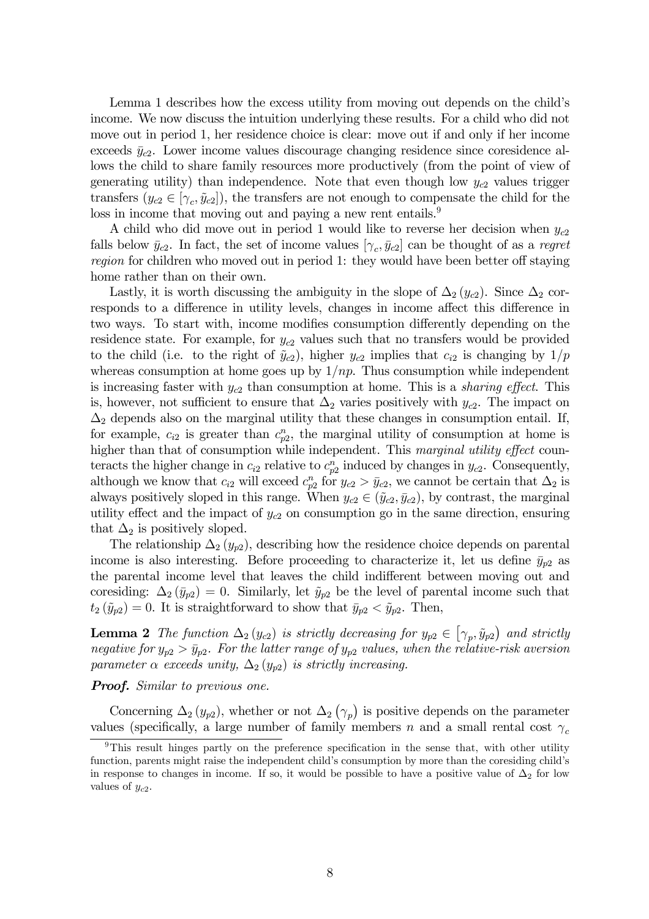Lemma 1 describes how the excess utility from moving out depends on the child's income. We now discuss the intuition underlying these results. For a child who did not move out in period 1, her residence choice is clear: move out if and only if her income exceeds $\bar{y}_{c2}$. Lower income values discourage changing residence since coresidence allows the child to share family resources more productively (from the point of view of generating utility) than independence. Note that even though low $y_{c2}$ values trigger transfers ($y_{c2} \in [\gamma_c, \tilde{y}_{c2}]$), the transfers are not enough to compensate the child for the loss in income that moving out and paying a new rent entails.[9]

A child who did move out in period 1 would like to reverse her decision when $y_{c2}$ falls below $\bar{y}_{c2}$. In fact, the set of income values $[\gamma_c, \bar{y}_{c2}]$ can be thought of as a *regret region* for children who moved out in period 1: they would have been better off staying home rather than on their own.

Lastly, it is worth discussing the ambiguity in the slope of $\Delta_2(y_{c2})$. Since $\Delta_2$ corresponds to a difference in utility levels, changes in income affect this difference in two ways. To start with, income modifies consumption differently depending on the residence state. For example, for $y_{c2}$ values such that no transfers would be provided to the child (i.e. to the right of $\tilde{y}_{c2}$), higher $y_{c2}$ implies that $c_{i2}$ is changing by $1/p$ whereas consumption at home goes up by $1/np$. Thus consumption while independent is increasing faster with $y_{c2}$ than consumption at home. This is a *sharing effect*. This is, however, not sufficient to ensure that $\Delta_2$ varies positively with $y_{c2}$. The impact on $\Delta_2$ depends also on the marginal utility that these changes in consumption entail. If, for example, $c_{i2}$ is greater than $c^n_{p2}$, the marginal utility of consumption at home is higher than that of consumption while independent. This *marginal utility effect* counteracts the higher change in $c_{i2}$ relative to $c^n_{p2}$ induced by changes in $y_{c2}$. Consequently, although we know that $c_{i2}$ will exceed $c^n_{p2}$ for $y_{c2} > \bar{y}_{c2}$, we cannot be certain that $\Delta_2$ is always positively sloped in this range. When $y_{c2} \in (\tilde{y}_{c2}, \bar{y}_{c2})$, by contrast, the marginal utility effect and the impact of $y_{c2}$ on consumption go in the same direction, ensuring that $\Delta_2$ is positively sloped.

The relationship $\Delta_2(y_{p2})$, describing how the residence choice depends on parental income is also interesting. Before proceeding to characterize it, let us define $\bar{y}_{p2}$ as the parental income level that leaves the child indifferent between moving out and coresiding: $\Delta_2(\bar{y}_{p2}) = 0$. Similarly, let $\tilde{y}_{p2}$ be the level of parental income such that $t_2(\tilde{y}_{p2}) = 0$. It is straightforward to show that $\bar{y}_{p2} < \tilde{y}_{p2}$. Then,

**Lemma 2** *The function $\Delta_2(y_{c2})$ is strictly decreasing for $y_{p2} \in [\gamma_p, \tilde{y}_{p2})$ and strictly negative for $y_{p2} > \bar{y}_{p2}$. For the latter range of $y_{p2}$ values, when the relative-risk aversion parameter $\alpha$ exceeds unity, $\Delta_2(y_{p2})$ is strictly increasing.*

***Proof.*** *Similar to previous one.*

Concerning $\Delta_2(y_{p2})$, whether or not $\Delta_2(\gamma_p)$ is positive depends on the parameter values (specifically, a large number of family members $n$ and a small rental cost $\gamma_c$

[9] This result hinges partly on the preference specification in the sense that, with other utility function, parents might raise the independent child's consumption by more than the coresiding child's in response to changes in income. If so, it would be possible to have a positive value of $\Delta_2$ for low values of $y_{c2}$.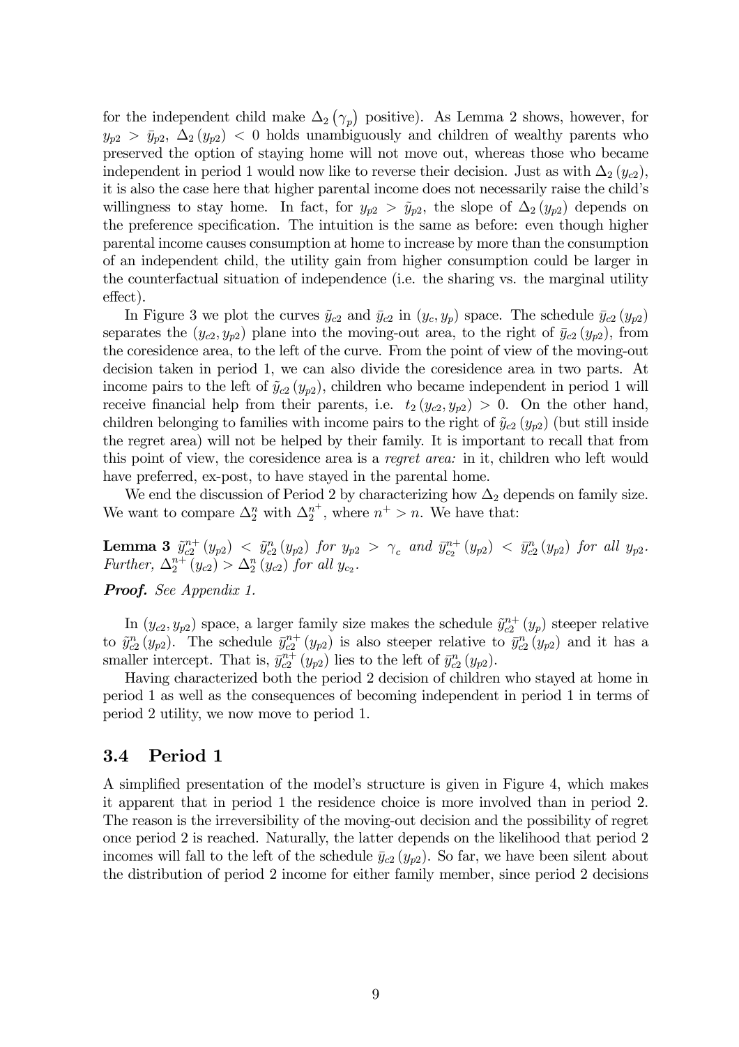for the independent child make $\Delta_2(\gamma_p)$ positive). As Lemma 2 shows, however, for $y_{p2} > \bar{y}_{p2}$, $\Delta_2(y_{p2}) < 0$ holds unambiguously and children of wealthy parents who preserved the option of staying home will not move out, whereas those who became independent in period 1 would now like to reverse their decision. Just as with $\Delta_2(y_{c2})$, it is also the case here that higher parental income does not necessarily raise the child's willingness to stay home. In fact, for $y_{p2} > \tilde{y}_{p2}$, the slope of $\Delta_2(y_{p2})$ depends on the preference specification. The intuition is the same as before: even though higher parental income causes consumption at home to increase by more than the consumption of an independent child, the utility gain from higher consumption could be larger in the counterfactual situation of independence (i.e. the sharing vs. the marginal utility effect).

In Figure 3 we plot the curves $\tilde{y}_{c2}$ and $\bar{y}_{c2}$ in $(y_c, y_p)$ space. The schedule $\bar{y}_{c2}(y_{p2})$ separates the $(y_{c2}, y_{p2})$ plane into the moving-out area, to the right of $\bar{y}_{c2}(y_{p2})$, from the coresidence area, to the left of the curve. From the point of view of the moving-out decision taken in period 1, we can also divide the coresidence area in two parts. At income pairs to the left of $\tilde{y}_{c2}(y_{p2})$, children who became independent in period 1 will receive financial help from their parents, i.e. $t_2(y_{c2}, y_{p2}) > 0$. On the other hand, children belonging to families with income pairs to the right of $\tilde{y}_{c2}(y_{p2})$ (but still inside the regret area) will not be helped by their family. It is important to recall that from this point of view, the coresidence area is a *regret area:* in it, children who left would have preferred, ex-post, to have stayed in the parental home.

We end the discussion of Period 2 by characterizing how $\Delta_2$ depends on family size. We want to compare $\Delta_2^n$ with $\Delta_2^{n^+}$, where $n^+ > n$. We have that:

**Lemma 3** *$\tilde{y}_{c2}^{n+}(y_{p2}) < \tilde{y}_{c2}^{n}(y_{p2})$ for $y_{p2} > \gamma_c$ and $\bar{y}_{c2}^{n+}(y_{p2}) < \bar{y}_{c2}^{n}(y_{p2})$ for all $y_{p2}$. Further, $\Delta_2^{n+}(y_{c2}) > \Delta_2^{n}(y_{c2})$ for all $y_{c_2}$.*

***Proof.*** *See Appendix 1.*

In $(y_{c2}, y_{p2})$ space, a larger family size makes the schedule $\tilde{y}_{c2}^{n+}(y_p)$ steeper relative to $\tilde{y}_{c2}^{n}(y_{p2})$. The schedule $\bar{y}_{c2}^{n+}(y_{p2})$ is also steeper relative to $\bar{y}_{c2}^{n}(y_{p2})$ and it has a smaller intercept. That is, $\bar{y}_{c2}^{n+}(y_{p2})$ lies to the left of $\bar{y}_{c2}^{n}(y_{p2})$.

Having characterized both the period 2 decision of children who stayed at home in period 1 as well as the consequences of becoming independent in period 1 in terms of period 2 utility, we now move to period 1.

## 3.4 Period 1

A simplified presentation of the model's structure is given in Figure 4, which makes it apparent that in period 1 the residence choice is more involved than in period 2. The reason is the irreversibility of the moving-out decision and the possibility of regret once period 2 is reached. Naturally, the latter depends on the likelihood that period 2 incomes will fall to the left of the schedule $\bar{y}_{c2}(y_{p2})$. So far, we have been silent about the distribution of period 2 income for either family member, since period 2 decisions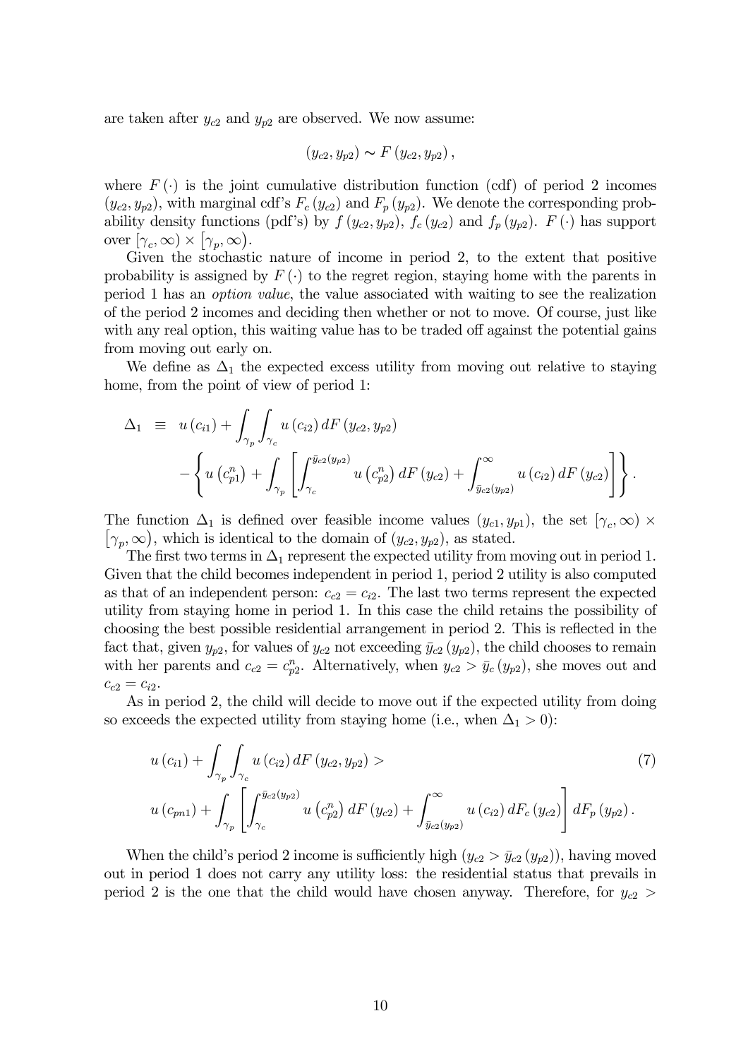are taken after $y_{c2}$ and $y_{p2}$ are observed. We now assume:

$$(y_{c2}, y_{p2}) \sim F(y_{c2}, y_{p2}),$$

where $F(\cdot)$ is the joint cumulative distribution function (cdf) of period 2 incomes $(y_{c2}, y_{p2})$, with marginal cdf's $F_c(y_{c2})$ and $F_p(y_{p2})$. We denote the corresponding probability density functions (pdf's) by $f(y_{c2}, y_{p2})$, $f_c(y_{c2})$ and $f_p(y_{p2})$. $F(\cdot)$ has support over $[\gamma_c, \infty) \times [\gamma_p, \infty)$.

Given the stochastic nature of income in period 2, to the extent that positive probability is assigned by $F(\cdot)$ to the regret region, staying home with the parents in period 1 has an *option value*, the value associated with waiting to see the realization of the period 2 incomes and deciding then whether or not to move. Of course, just like with any real option, this waiting value has to be traded off against the potential gains from moving out early on.

We define as $\Delta_1$ the expected excess utility from moving out relative to staying home, from the point of view of period 1:

$$\begin{aligned}
\Delta_1 \equiv \; & u(c_{i1}) + \int_{\gamma_p} \int_{\gamma_c} u(c_{i2}) \, dF(y_{c2}, y_{p2}) \\
& - \left\{ u\left(c_{p1}^n\right) + \int_{\gamma_p} \left[ \int_{\gamma_c}^{\bar{y}_{c2}(y_{p2})} u\left(c_{p2}^n\right) dF(y_{c2}) + \int_{\bar{y}_{c2}(y_{p2})}^{\infty} u(c_{i2}) \, dF(y_{c2}) \right] \right\}.
\end{aligned}$$

The function $\Delta_1$ is defined over feasible income values $(y_{c1}, y_{p1})$, the set $[\gamma_c, \infty) \times [\gamma_p, \infty)$, which is identical to the domain of $(y_{c2}, y_{p2})$, as stated.

The first two terms in $\Delta_1$ represent the expected utility from moving out in period 1. Given that the child becomes independent in period 1, period 2 utility is also computed as that of an independent person: $c_{c2} = c_{i2}$. The last two terms represent the expected utility from staying home in period 1. In this case the child retains the possibility of choosing the best possible residential arrangement in period 2. This is reflected in the fact that, given $y_{p2}$, for values of $y_{c2}$ not exceeding $\bar{y}_{c2}(y_{p2})$, the child chooses to remain with her parents and $c_{c2} = c_{p2}^n$. Alternatively, when $y_{c2} > \bar{y}_c(y_{p2})$, she moves out and $c_{c2} = c_{i2}$.

As in period 2, the child will decide to move out if the expected utility from doing so exceeds the expected utility from staying home (i.e., when $\Delta_1 > 0$):

$$\begin{aligned}
& u(c_{i1}) + \int_{\gamma_p} \int_{\gamma_c} u(c_{i2}) \, dF(y_{c2}, y_{p2}) > \qquad (7) \\
& u(c_{pn1}) + \int_{\gamma_p} \left[ \int_{\gamma_c}^{\bar{y}_{c2}(y_{p2})} u\left(c_{p2}^n\right) dF(y_{c2}) + \int_{\bar{y}_{c2}(y_{p2})}^{\infty} u(c_{i2}) \, dF_c(y_{c2}) \right] dF_p(y_{p2}).
\end{aligned}$$

When the child's period 2 income is sufficiently high ($y_{c2} > \bar{y}_{c2}(y_{p2})$), having moved out in period 1 does not carry any utility loss: the residential status that prevails in period 2 is the one that the child would have chosen anyway. Therefore, for $y_{c2} >$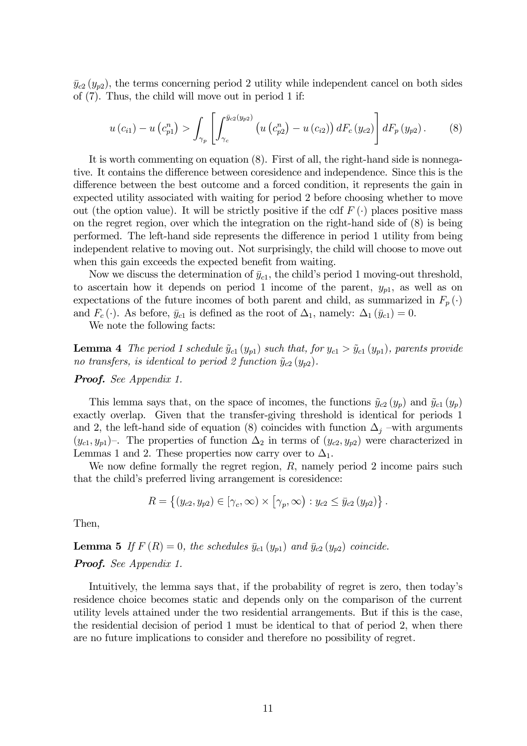$\bar{y}_{c2}(y_{p2})$, the terms concerning period 2 utility while independent cancel on both sides of (7). Thus, the child will move out in period 1 if:

$$u(c_{i1}) - u(c^n_{p1}) > \int_{\gamma_p} \left[ \int_{\gamma_c}^{\bar{y}_{c2}(y_{p2})} \left( u(c^n_{p2}) - u(c_{i2}) \right) dF_c(y_{c2}) \right] dF_p(y_{p2}). \quad (8)$$

It is worth commenting on equation (8). First of all, the right-hand side is nonnegative. It contains the difference between coresidence and independence. Since this is the difference between the best outcome and a forced condition, it represents the gain in expected utility associated with waiting for period 2 before choosing whether to move out (the option value). It will be strictly positive if the cdf $F(\cdot)$ places positive mass on the regret region, over which the integration on the right-hand side of (8) is being performed. The left-hand side represents the difference in period 1 utility from being independent relative to moving out. Not surprisingly, the child will choose to move out when this gain exceeds the expected benefit from waiting.

Now we discuss the determination of $\bar{y}_{c1}$, the child's period 1 moving-out threshold, to ascertain how it depends on period 1 income of the parent, $y_{p1}$, as well as on expectations of the future incomes of both parent and child, as summarized in $F_p(\cdot)$ and $F_c(\cdot)$. As before, $\bar{y}_{c1}$ is defined as the root of $\Delta_1$, namely: $\Delta_1(\bar{y}_{c1}) = 0$.

We note the following facts:

**Lemma 4** *The period 1 schedule $\tilde{y}_{c1}(y_{p1})$ such that, for $y_{c1} > \tilde{y}_{c1}(y_{p1})$, parents provide no transfers, is identical to period 2 function $\tilde{y}_{c2}(y_{p2})$.*

***Proof.*** *See Appendix 1.*

This lemma says that, on the space of incomes, the functions $\tilde{y}_{c2}(y_p)$ and $\tilde{y}_{c1}(y_p)$ exactly overlap. Given that the transfer-giving threshold is identical for periods 1 and 2, the left-hand side of equation (8) coincides with function $\Delta_j$ –with arguments $(y_{c1}, y_{p1})$–. The properties of function $\Delta_2$ in terms of $(y_{c2}, y_{p2})$ were characterized in Lemmas 1 and 2. These properties now carry over to $\Delta_1$.

We now define formally the regret region, $R$, namely period 2 income pairs such that the child's preferred living arrangement is coresidence:

$$R = \left\{ (y_{c2}, y_{p2}) \in [\gamma_c, \infty) \times [\gamma_p, \infty) : y_{c2} \leq \bar{y}_{c2}(y_{p2}) \right\}.$$

Then,

**Lemma 5** *If $F(R) = 0$, the schedules $\bar{y}_{c1}(y_{p1})$ and $\bar{y}_{c2}(y_{p2})$ coincide.*

***Proof.*** *See Appendix 1.*

Intuitively, the lemma says that, if the probability of regret is zero, then today's residence choice becomes static and depends only on the comparison of the current utility levels attained under the two residential arrangements. But if this is the case, the residential decision of period 1 must be identical to that of period 2, when there are no future implications to consider and therefore no possibility of regret.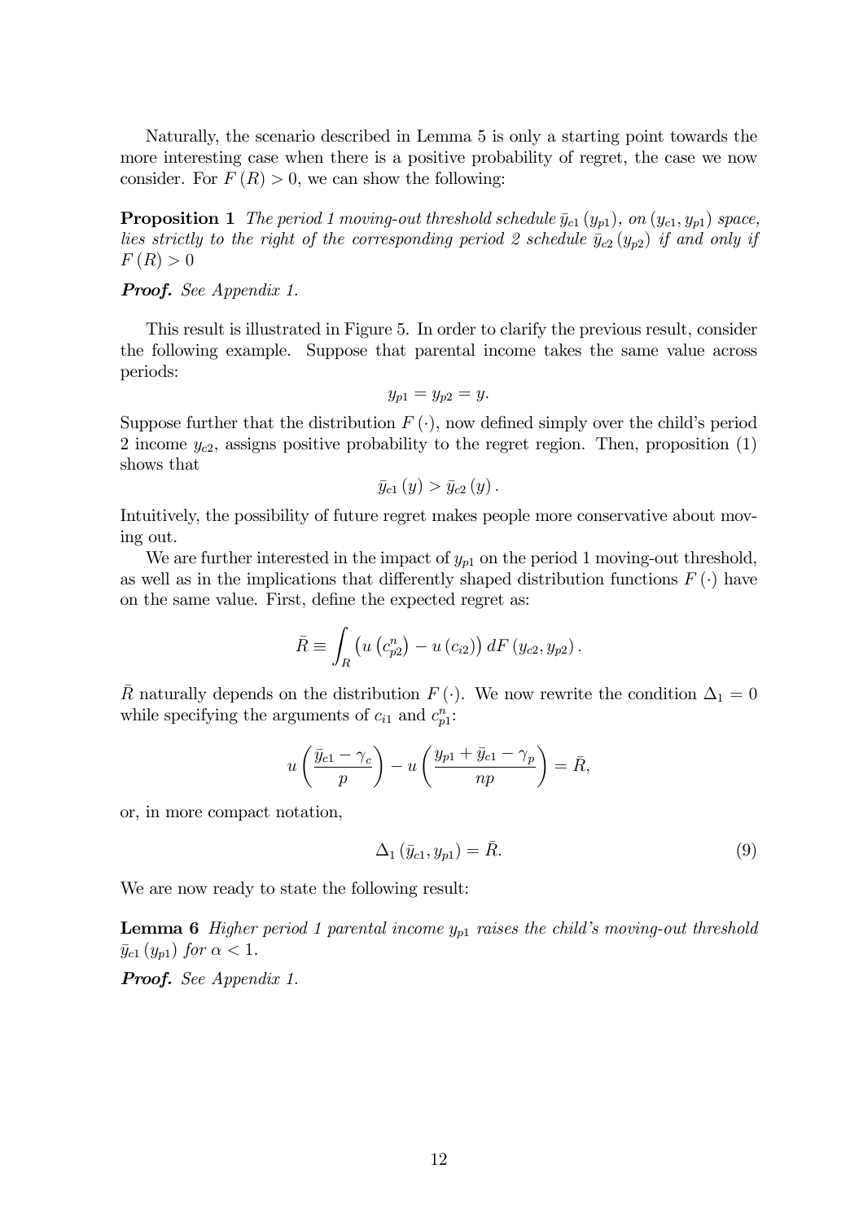Naturally, the scenario described in Lemma 5 is only a starting point towards the more interesting case when there is a positive probability of regret, the case we now consider. For $F(R) > 0$, we can show the following:

**Proposition 1** *The period 1 moving-out threshold schedule $\bar{y}_{c1}(y_{p1})$, on $(y_{c1}, y_{p1})$ space, lies strictly to the right of the corresponding period 2 schedule $\bar{y}_{c2}(y_{p2})$ if and only if $F(R) > 0$*

***Proof.*** See Appendix 1.

This result is illustrated in Figure 5. In order to clarify the previous result, consider the following example. Suppose that parental income takes the same value across periods:

$$y_{p1} = y_{p2} = y.$$

Suppose further that the distribution $F(\cdot)$, now defined simply over the child's period 2 income $y_{c2}$, assigns positive probability to the regret region. Then, proposition (1) shows that

$$\bar{y}_{c1}(y) > \bar{y}_{c2}(y).$$

Intuitively, the possibility of future regret makes people more conservative about moving out.

We are further interested in the impact of $y_{p1}$ on the period 1 moving-out threshold, as well as in the implications that differently shaped distribution functions $F(\cdot)$ have on the same value. First, define the expected regret as:

$$\bar{R} \equiv \int_R \left( u\left(c_{p2}^n\right) - u\left(c_{i2}\right) \right) dF\left(y_{c2}, y_{p2}\right).$$

$\bar{R}$ naturally depends on the distribution $F(\cdot)$. We now rewrite the condition $\Delta_1 = 0$ while specifying the arguments of $c_{i1}$ and $c_{p1}^n$:

$$u\left(\frac{\bar{y}_{c1} - \gamma_c}{p}\right) - u\left(\frac{y_{p1} + \bar{y}_{c1} - \gamma_p}{np}\right) = \bar{R},$$

or, in more compact notation,

$$\Delta_1\left(\bar{y}_{c1}, y_{p1}\right) = \bar{R}. \tag{9}$$

We are now ready to state the following result:

**Lemma 6** *Higher period 1 parental income $y_{p1}$ raises the child's moving-out threshold $\bar{y}_{c1}(y_{p1})$ for $\alpha < 1$.*

***Proof.*** See Appendix 1.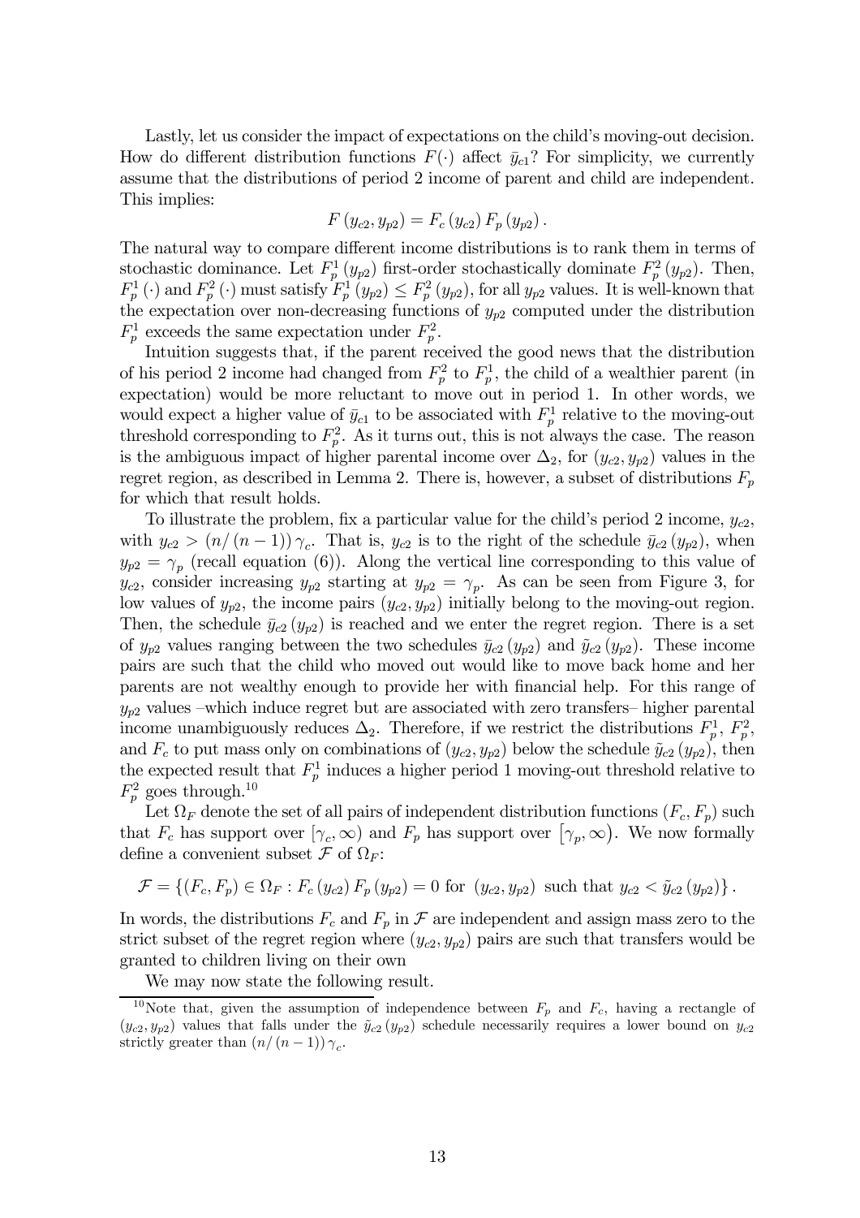Lastly, let us consider the impact of expectations on the child's moving-out decision. How do different distribution functions $F(\cdot)$ affect $\bar{y}_{c1}$? For simplicity, we currently assume that the distributions of period 2 income of parent and child are independent. This implies:

$$F(y_{c2}, y_{p2}) = F_c(y_{c2}) F_p(y_{p2}).$$

The natural way to compare different income distributions is to rank them in terms of stochastic dominance. Let $F_p^1(y_{p2})$ first-order stochastically dominate $F_p^2(y_{p2})$. Then, $F_p^1(\cdot)$ and $F_p^2(\cdot)$ must satisfy $F_p^1(y_{p2}) \leq F_p^2(y_{p2})$, for all $y_{p2}$ values. It is well-known that the expectation over non-decreasing functions of $y_{p2}$ computed under the distribution $F_p^1$ exceeds the same expectation under $F_p^2$.

Intuition suggests that, if the parent received the good news that the distribution of his period 2 income had changed from $F_p^2$ to $F_p^1$, the child of a wealthier parent (in expectation) would be more reluctant to move out in period 1. In other words, we would expect a higher value of $\bar{y}_{c1}$ to be associated with $F_p^1$ relative to the moving-out threshold corresponding to $F_p^2$. As it turns out, this is not always the case. The reason is the ambiguous impact of higher parental income over $\Delta_2$, for $(y_{c2}, y_{p2})$ values in the regret region, as described in Lemma 2. There is, however, a subset of distributions $F_p$ for which that result holds.

To illustrate the problem, fix a particular value for the child's period 2 income, $y_{c2}$, with $y_{c2} > (n/(n-1))\gamma_c$. That is, $y_{c2}$ is to the right of the schedule $\bar{y}_{c2}(y_{p2})$, when $y_{p2} = \gamma_p$ (recall equation (6)). Along the vertical line corresponding to this value of $y_{c2}$, consider increasing $y_{p2}$ starting at $y_{p2} = \gamma_p$. As can be seen from Figure 3, for low values of $y_{p2}$, the income pairs $(y_{c2}, y_{p2})$ initially belong to the moving-out region. Then, the schedule $\bar{y}_{c2}(y_{p2})$ is reached and we enter the regret region. There is a set of $y_{p2}$ values ranging between the two schedules $\bar{y}_{c2}(y_{p2})$ and $\tilde{y}_{c2}(y_{p2})$. These income pairs are such that the child who moved out would like to move back home and her parents are not wealthy enough to provide her with financial help. For this range of $y_{p2}$ values –which induce regret but are associated with zero transfers– higher parental income unambiguously reduces $\Delta_2$. Therefore, if we restrict the distributions $F_p^1$, $F_p^2$, and $F_c$ to put mass only on combinations of $(y_{c2}, y_{p2})$ below the schedule $\tilde{y}_{c2}(y_{p2})$, then the expected result that $F_p^1$ induces a higher period 1 moving-out threshold relative to $F_p^2$ goes through.[10]

Let $\Omega_F$ denote the set of all pairs of independent distribution functions $(F_c, F_p)$ such that $F_c$ has support over $[\gamma_c, \infty)$ and $F_p$ has support over $[\gamma_p, \infty)$. We now formally define a convenient subset $\mathcal{F}$ of $\Omega_F$:

$$\mathcal{F} = \{(F_c, F_p) \in \Omega_F : F_c(y_{c2}) F_p(y_{p2}) = 0 \text{ for } (y_{c2}, y_{p2}) \text{ such that } y_{c2} < \tilde{y}_{c2}(y_{p2})\}.$$

In words, the distributions $F_c$ and $F_p$ in $\mathcal{F}$ are independent and assign mass zero to the strict subset of the regret region where $(y_{c2}, y_{p2})$ pairs are such that transfers would be granted to children living on their own

We may now state the following result.

[10] Note that, given the assumption of independence between $F_p$ and $F_c$, having a rectangle of $(y_{c2}, y_{p2})$ values that falls under the $\tilde{y}_{c2}(y_{p2})$ schedule necessarily requires a lower bound on $y_{c2}$ strictly greater than $(n/(n-1))\gamma_c$.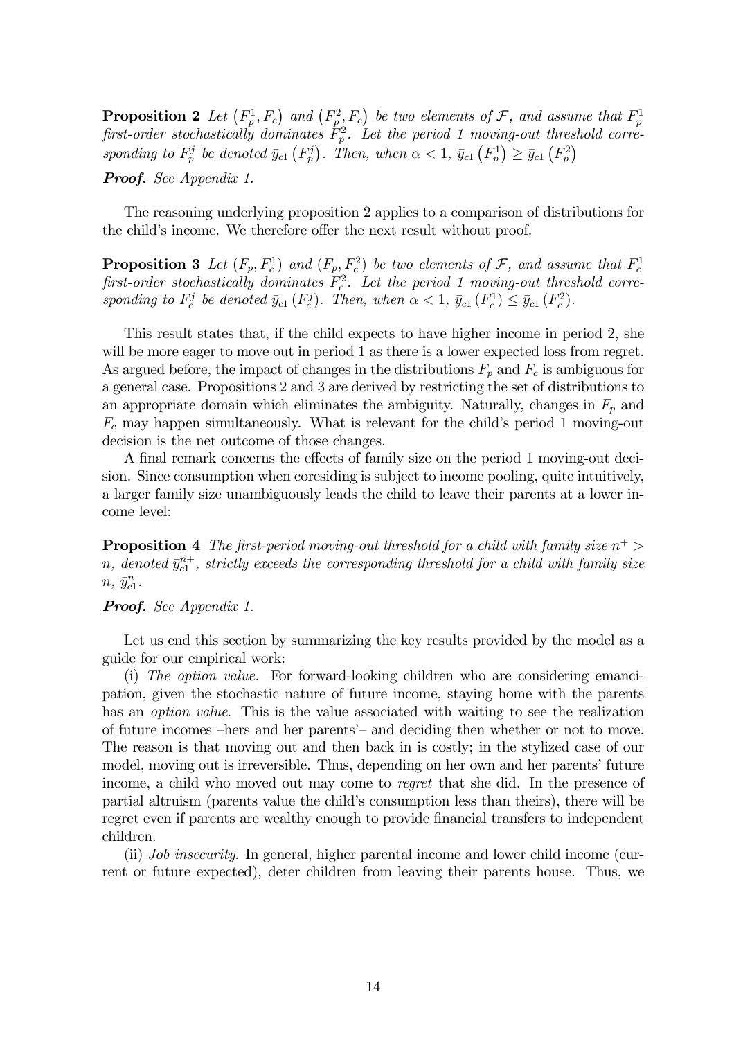**Proposition 2** *Let $\left(F_p^1, F_c\right)$ and $\left(F_p^2, F_c\right)$ be two elements of $\mathcal{F}$, and assume that $F_p^1$ first-order stochastically dominates $F_p^2$. Let the period 1 moving-out threshold corresponding to $F_p^j$ be denoted $\bar{y}_{c1}\left(F_p^j\right)$. Then, when $\alpha < 1$, $\bar{y}_{c1}\left(F_p^1\right) \geq \bar{y}_{c1}\left(F_p^2\right)$*

***Proof.*** *See Appendix 1.*

The reasoning underlying proposition 2 applies to a comparison of distributions for the child's income. We therefore offer the next result without proof.

**Proposition 3** *Let $(F_p, F_c^1)$ and $(F_p, F_c^2)$ be two elements of $\mathcal{F}$, and assume that $F_c^1$ first-order stochastically dominates $F_c^2$. Let the period 1 moving-out threshold corresponding to $F_c^j$ be denoted $\bar{y}_{c1}(F_c^j)$. Then, when $\alpha < 1$, $\bar{y}_{c1}(F_c^1) \leq \bar{y}_{c1}(F_c^2)$.*

This result states that, if the child expects to have higher income in period 2, she will be more eager to move out in period 1 as there is a lower expected loss from regret. As argued before, the impact of changes in the distributions $F_p$ and $F_c$ is ambiguous for a general case. Propositions 2 and 3 are derived by restricting the set of distributions to an appropriate domain which eliminates the ambiguity. Naturally, changes in $F_p$ and $F_c$ may happen simultaneously. What is relevant for the child's period 1 moving-out decision is the net outcome of those changes.

A final remark concerns the effects of family size on the period 1 moving-out decision. Since consumption when coresiding is subject to income pooling, quite intuitively, a larger family size unambiguously leads the child to leave their parents at a lower income level:

**Proposition 4** *The first-period moving-out threshold for a child with family size $n^+ > n$, denoted $\bar{y}_{c1}^{n+}$, strictly exceeds the corresponding threshold for a child with family size $n$, $\bar{y}_{c1}^{n}$.*

***Proof.*** *See Appendix 1.*

Let us end this section by summarizing the key results provided by the model as a guide for our empirical work:

(i) *The option value.* For forward-looking children who are considering emancipation, given the stochastic nature of future income, staying home with the parents has an *option value*. This is the value associated with waiting to see the realization of future incomes –hers and her parents'– and deciding then whether or not to move. The reason is that moving out and then back in is costly; in the stylized case of our model, moving out is irreversible. Thus, depending on her own and her parents' future income, a child who moved out may come to *regret* that she did. In the presence of partial altruism (parents value the child's consumption less than theirs), there will be regret even if parents are wealthy enough to provide financial transfers to independent children.

(ii) *Job insecurity.* In general, higher parental income and lower child income (current or future expected), deter children from leaving their parents house. Thus, we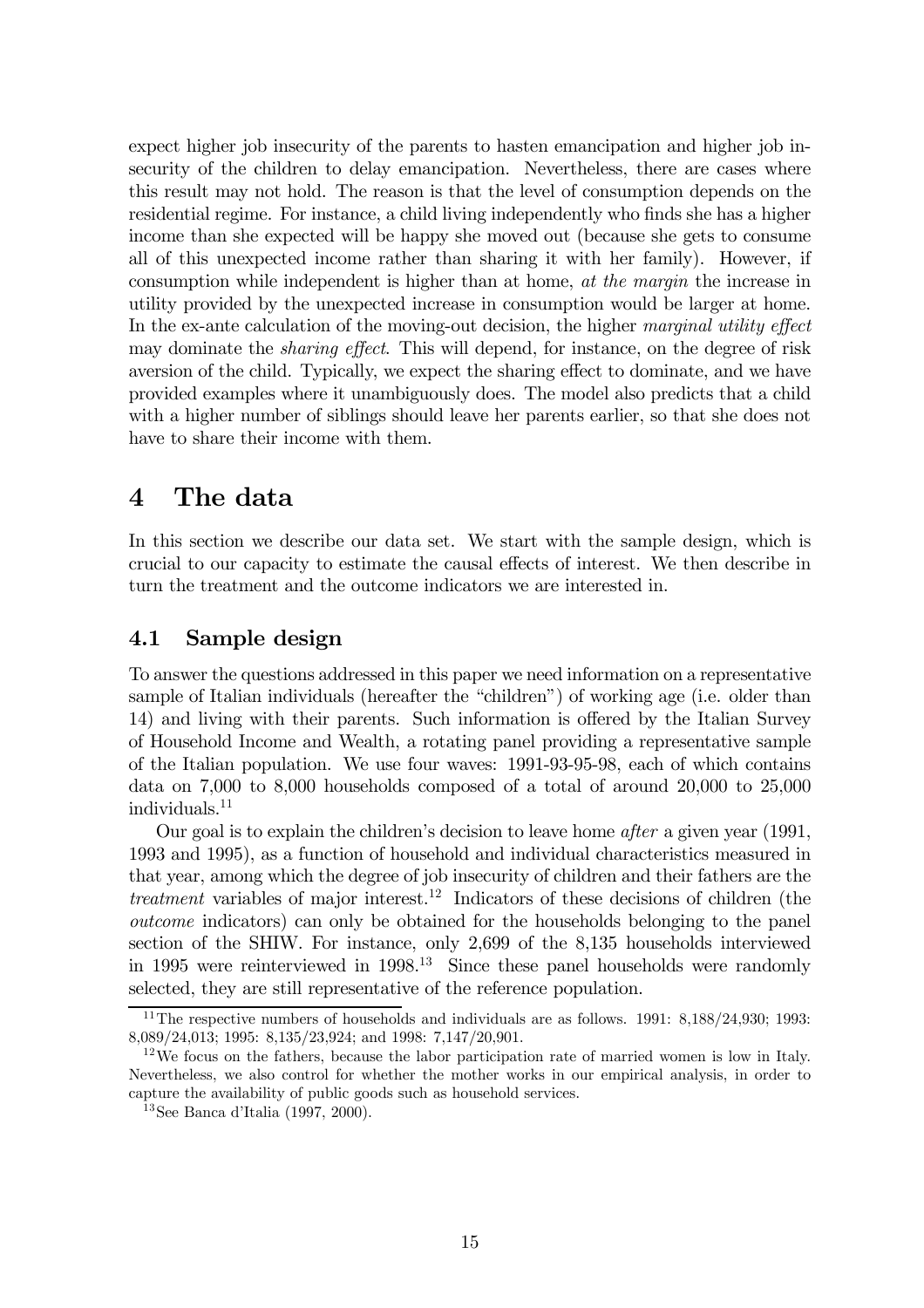expect higher job insecurity of the parents to hasten emancipation and higher job insecurity of the children to delay emancipation. Nevertheless, there are cases where this result may not hold. The reason is that the level of consumption depends on the residential regime. For instance, a child living independently who finds she has a higher income than she expected will be happy she moved out (because she gets to consume all of this unexpected income rather than sharing it with her family). However, if consumption while independent is higher than at home, *at the margin* the increase in utility provided by the unexpected increase in consumption would be larger at home. In the ex-ante calculation of the moving-out decision, the higher *marginal utility effect* may dominate the *sharing effect*. This will depend, for instance, on the degree of risk aversion of the child. Typically, we expect the sharing effect to dominate, and we have provided examples where it unambiguously does. The model also predicts that a child with a higher number of siblings should leave her parents earlier, so that she does not have to share their income with them.

# 4 The data

In this section we describe our data set. We start with the sample design, which is crucial to our capacity to estimate the causal effects of interest. We then describe in turn the treatment and the outcome indicators we are interested in.

## 4.1 Sample design

To answer the questions addressed in this paper we need information on a representative sample of Italian individuals (hereafter the "children") of working age (i.e. older than 14) and living with their parents. Such information is offered by the Italian Survey of Household Income and Wealth, a rotating panel providing a representative sample of the Italian population. We use four waves: 1991-93-95-98, each of which contains data on 7,000 to 8,000 households composed of a total of around 20,000 to 25,000 individuals.[11]

Our goal is to explain the children's decision to leave home *after* a given year (1991, 1993 and 1995), as a function of household and individual characteristics measured in that year, among which the degree of job insecurity of children and their fathers are the *treatment* variables of major interest.[12] Indicators of these decisions of children (the *outcome* indicators) can only be obtained for the households belonging to the panel section of the SHIW. For instance, only 2,699 of the 8,135 households interviewed in 1995 were reinterviewed in 1998.[13] Since these panel households were randomly selected, they are still representative of the reference population.

[11] The respective numbers of households and individuals are as follows. 1991: 8,188/24,930; 1993: 8,089/24,013; 1995: 8,135/23,924; and 1998: 7,147/20,901.

[12] We focus on the fathers, because the labor participation rate of married women is low in Italy. Nevertheless, we also control for whether the mother works in our empirical analysis, in order to capture the availability of public goods such as household services.

[13] See Banca d'Italia (1997, 2000).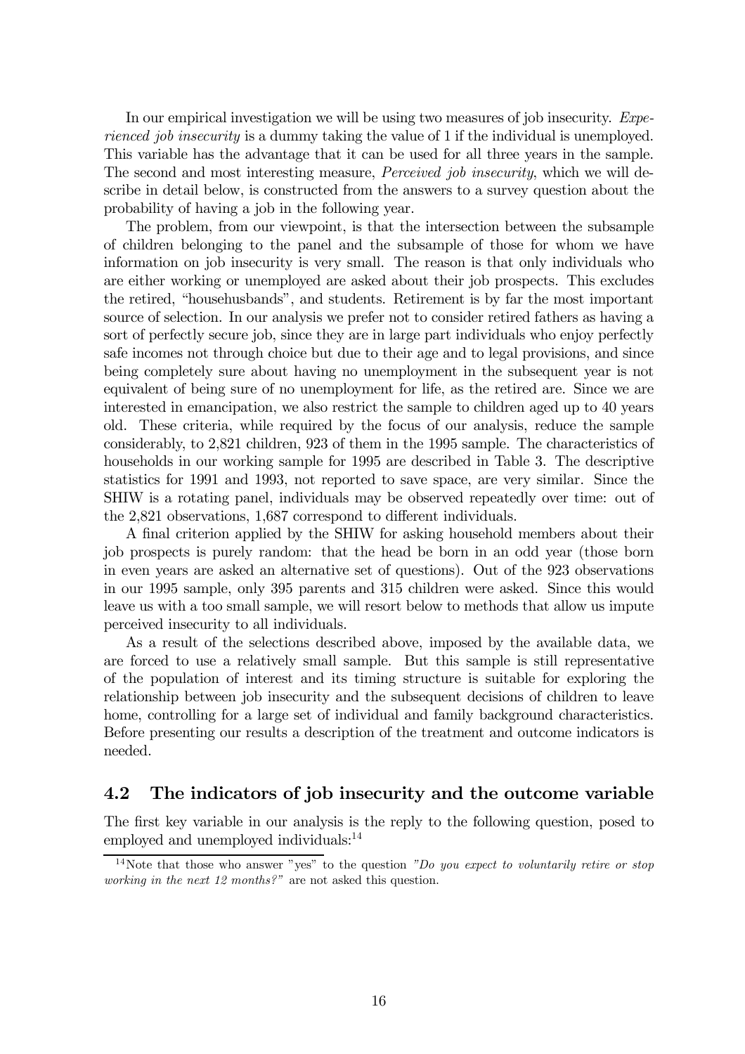In our empirical investigation we will be using two measures of job insecurity. *Experienced job insecurity* is a dummy taking the value of 1 if the individual is unemployed. This variable has the advantage that it can be used for all three years in the sample. The second and most interesting measure, *Perceived job insecurity*, which we will describe in detail below, is constructed from the answers to a survey question about the probability of having a job in the following year.

The problem, from our viewpoint, is that the intersection between the subsample of children belonging to the panel and the subsample of those for whom we have information on job insecurity is very small. The reason is that only individuals who are either working or unemployed are asked about their job prospects. This excludes the retired, "househusbands", and students. Retirement is by far the most important source of selection. In our analysis we prefer not to consider retired fathers as having a sort of perfectly secure job, since they are in large part individuals who enjoy perfectly safe incomes not through choice but due to their age and to legal provisions, and since being completely sure about having no unemployment in the subsequent year is not equivalent of being sure of no unemployment for life, as the retired are. Since we are interested in emancipation, we also restrict the sample to children aged up to 40 years old. These criteria, while required by the focus of our analysis, reduce the sample considerably, to 2,821 children, 923 of them in the 1995 sample. The characteristics of households in our working sample for 1995 are described in Table 3. The descriptive statistics for 1991 and 1993, not reported to save space, are very similar. Since the SHIW is a rotating panel, individuals may be observed repeatedly over time: out of the 2,821 observations, 1,687 correspond to different individuals.

A final criterion applied by the SHIW for asking household members about their job prospects is purely random: that the head be born in an odd year (those born in even years are asked an alternative set of questions). Out of the 923 observations in our 1995 sample, only 395 parents and 315 children were asked. Since this would leave us with a too small sample, we will resort below to methods that allow us impute perceived insecurity to all individuals.

As a result of the selections described above, imposed by the available data, we are forced to use a relatively small sample. But this sample is still representative of the population of interest and its timing structure is suitable for exploring the relationship between job insecurity and the subsequent decisions of children to leave home, controlling for a large set of individual and family background characteristics. Before presenting our results a description of the treatment and outcome indicators is needed.

## 4.2 The indicators of job insecurity and the outcome variable

The first key variable in our analysis is the reply to the following question, posed to employed and unemployed individuals:[14]

[14] Note that those who answer "yes" to the question *"Do you expect to voluntarily retire or stop working in the next 12 months?"* are not asked this question.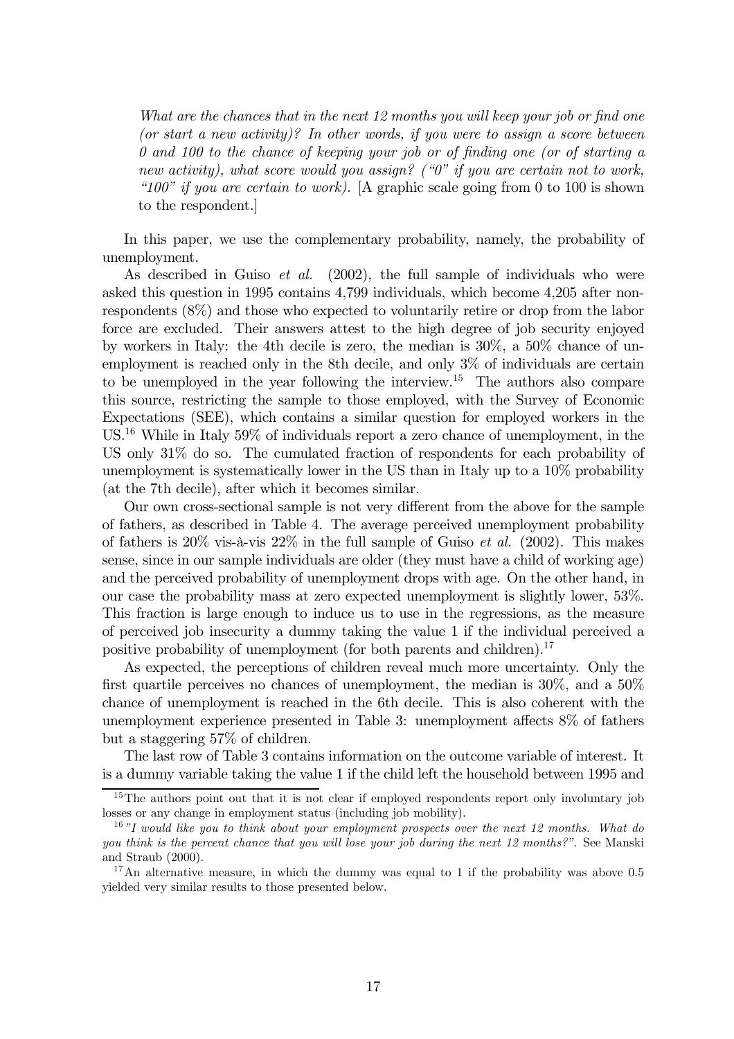*What are the chances that in the next 12 months you will keep your job or find one (or start a new activity)? In other words, if you were to assign a score between 0 and 100 to the chance of keeping your job or of finding one (or of starting a new activity), what score would you assign? ("0" if you are certain not to work, "100" if you are certain to work).* [A graphic scale going from 0 to 100 is shown to the respondent.]

In this paper, we use the complementary probability, namely, the probability of unemployment.

As described in Guiso *et al.* (2002), the full sample of individuals who were asked this question in 1995 contains 4,799 individuals, which become 4,205 after non-respondents (8%) and those who expected to voluntarily retire or drop from the labor force are excluded. Their answers attest to the high degree of job security enjoyed by workers in Italy: the 4th decile is zero, the median is 30%, a 50% chance of unemployment is reached only in the 8th decile, and only 3% of individuals are certain to be unemployed in the year following the interview.[15] The authors also compare this source, restricting the sample to those employed, with the Survey of Economic Expectations (SEE), which contains a similar question for employed workers in the US.[16] While in Italy 59% of individuals report a zero chance of unemployment, in the US only 31% do so. The cumulated fraction of respondents for each probability of unemployment is systematically lower in the US than in Italy up to a 10% probability (at the 7th decile), after which it becomes similar.

Our own cross-sectional sample is not very different from the above for the sample of fathers, as described in Table 4. The average perceived unemployment probability of fathers is 20% vis-à-vis 22% in the full sample of Guiso *et al.* (2002). This makes sense, since in our sample individuals are older (they must have a child of working age) and the perceived probability of unemployment drops with age. On the other hand, in our case the probability mass at zero expected unemployment is slightly lower, 53%. This fraction is large enough to induce us to use in the regressions, as the measure of perceived job insecurity a dummy taking the value 1 if the individual perceived a positive probability of unemployment (for both parents and children).[17]

As expected, the perceptions of children reveal much more uncertainty. Only the first quartile perceives no chances of unemployment, the median is 30%, and a 50% chance of unemployment is reached in the 6th decile. This is also coherent with the unemployment experience presented in Table 3: unemployment affects 8% of fathers but a staggering 57% of children.

The last row of Table 3 contains information on the outcome variable of interest. It is a dummy variable taking the value 1 if the child left the household between 1995 and

[15] The authors point out that it is not clear if employed respondents report only involuntary job losses or any change in employment status (including job mobility).

[16] *"I would like you to think about your employment prospects over the next 12 months. What do you think is the percent chance that you will lose your job during the next 12 months?".* See Manski and Straub (2000).

[17] An alternative measure, in which the dummy was equal to 1 if the probability was above 0.5 yielded very similar results to those presented below.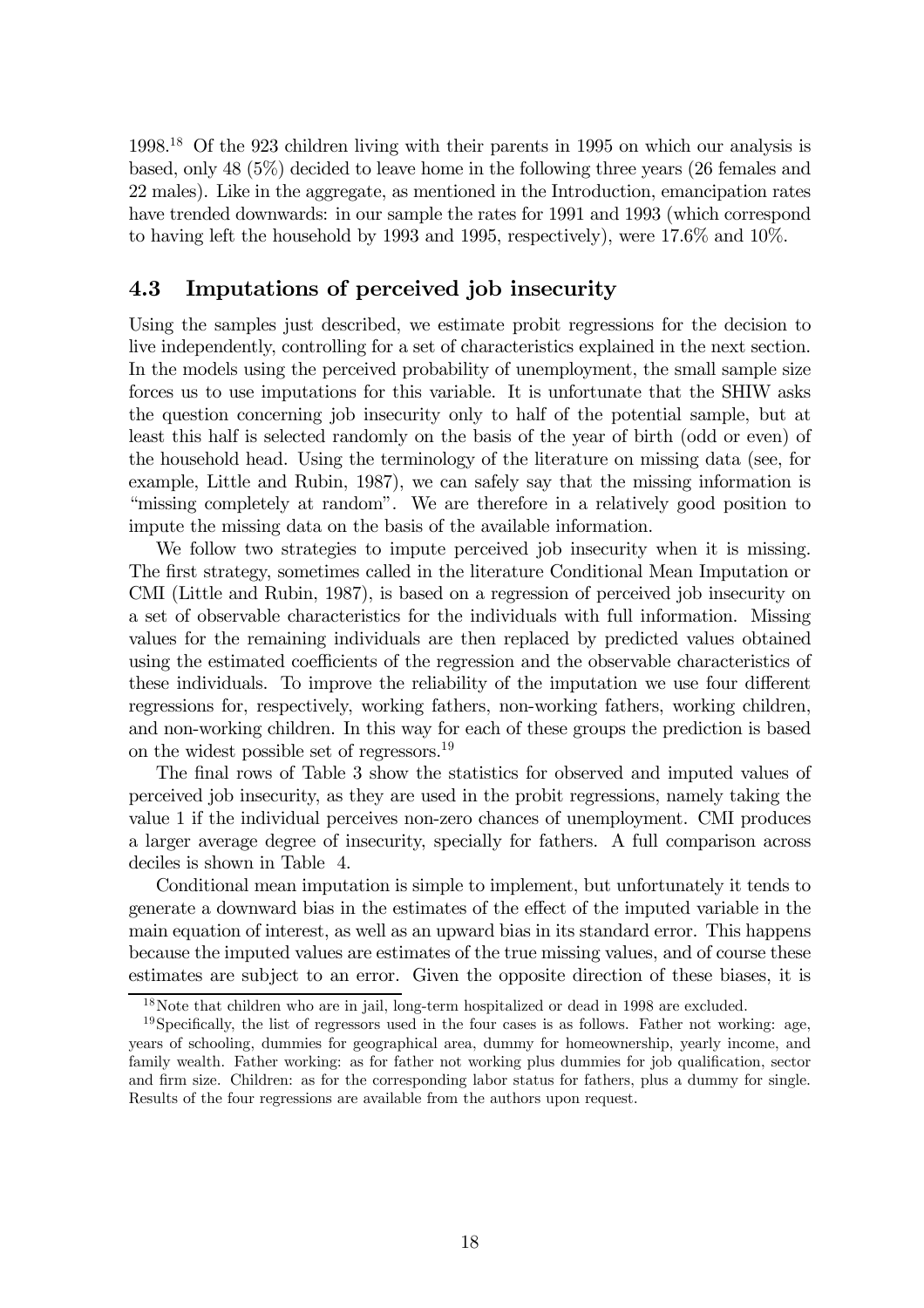1998.[18] Of the 923 children living with their parents in 1995 on which our analysis is based, only 48 (5%) decided to leave home in the following three years (26 females and 22 males). Like in the aggregate, as mentioned in the Introduction, emancipation rates have trended downwards: in our sample the rates for 1991 and 1993 (which correspond to having left the household by 1993 and 1995, respectively), were 17.6% and 10%.

### 4.3 Imputations of perceived job insecurity

Using the samples just described, we estimate probit regressions for the decision to live independently, controlling for a set of characteristics explained in the next section. In the models using the perceived probability of unemployment, the small sample size forces us to use imputations for this variable. It is unfortunate that the SHIW asks the question concerning job insecurity only to half of the potential sample, but at least this half is selected randomly on the basis of the year of birth (odd or even) of the household head. Using the terminology of the literature on missing data (see, for example, Little and Rubin, 1987), we can safely say that the missing information is "missing completely at random". We are therefore in a relatively good position to impute the missing data on the basis of the available information.

We follow two strategies to impute perceived job insecurity when it is missing. The first strategy, sometimes called in the literature Conditional Mean Imputation or CMI (Little and Rubin, 1987), is based on a regression of perceived job insecurity on a set of observable characteristics for the individuals with full information. Missing values for the remaining individuals are then replaced by predicted values obtained using the estimated coefficients of the regression and the observable characteristics of these individuals. To improve the reliability of the imputation we use four different regressions for, respectively, working fathers, non-working fathers, working children, and non-working children. In this way for each of these groups the prediction is based on the widest possible set of regressors.[19]

The final rows of Table 3 show the statistics for observed and imputed values of perceived job insecurity, as they are used in the probit regressions, namely taking the value 1 if the individual perceives non-zero chances of unemployment. CMI produces a larger average degree of insecurity, specially for fathers. A full comparison across deciles is shown in Table 4.

Conditional mean imputation is simple to implement, but unfortunately it tends to generate a downward bias in the estimates of the effect of the imputed variable in the main equation of interest, as well as an upward bias in its standard error. This happens because the imputed values are estimates of the true missing values, and of course these estimates are subject to an error. Given the opposite direction of these biases, it is

[18] Note that children who are in jail, long-term hospitalized or dead in 1998 are excluded.

[19] Specifically, the list of regressors used in the four cases is as follows. Father not working: age, years of schooling, dummies for geographical area, dummy for homeownership, yearly income, and family wealth. Father working: as for father not working plus dummies for job qualification, sector and firm size. Children: as for the corresponding labor status for fathers, plus a dummy for single. Results of the four regressions are available from the authors upon request.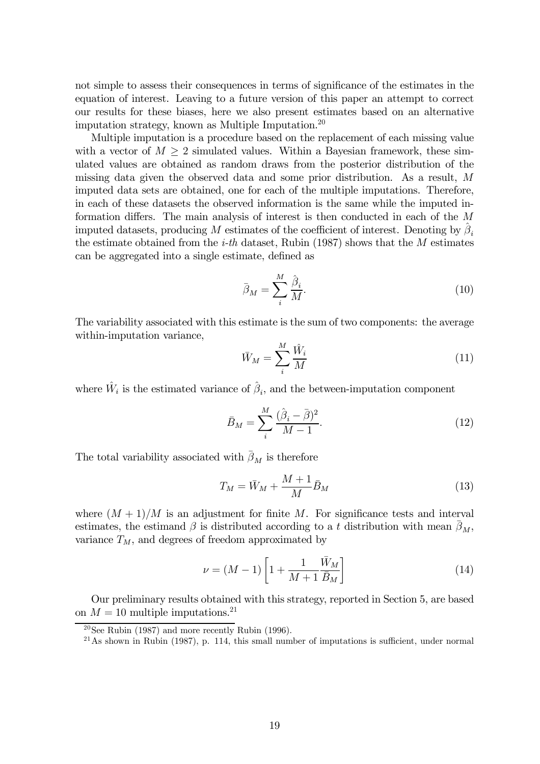not simple to assess their consequences in terms of significance of the estimates in the equation of interest. Leaving to a future version of this paper an attempt to correct our results for these biases, here we also present estimates based on an alternative imputation strategy, known as Multiple Imputation.[20]

Multiple imputation is a procedure based on the replacement of each missing value with a vector of $M \geq 2$ simulated values. Within a Bayesian framework, these simulated values are obtained as random draws from the posterior distribution of the missing data given the observed data and some prior distribution. As a result, $M$ imputed data sets are obtained, one for each of the multiple imputations. Therefore, in each of these datasets the observed information is the same while the imputed information differs. The main analysis of interest is then conducted in each of the $M$ imputed datasets, producing $M$ estimates of the coefficient of interest. Denoting by $\hat{\beta}_i$ the estimate obtained from the *i-th* dataset, Rubin (1987) shows that the $M$ estimates can be aggregated into a single estimate, defined as

$$\bar{\beta}_M = \sum_i^M \frac{\hat{\beta}_i}{M}. \tag{10}$$

The variability associated with this estimate is the sum of two components: the average within-imputation variance,

$$\bar{W}_M = \sum_i^M \frac{\hat{W}_i}{M} \tag{11}$$

where $\hat{W}_i$ is the estimated variance of $\hat{\beta}_i$, and the between-imputation component

$$\bar{B}_M = \sum_i^M \frac{(\hat{\beta}_i - \bar{\beta})^2}{M-1}. \tag{12}$$

The total variability associated with $\bar{\beta}_M$ is therefore

$$T_M = \bar{W}_M + \frac{M+1}{M}\bar{B}_M \tag{13}$$

where $(M+1)/M$ is an adjustment for finite $M$. For significance tests and interval estimates, the estimand $\beta$ is distributed according to a $t$ distribution with mean $\bar{\beta}_M$, variance $T_M$, and degrees of freedom approximated by

$$\nu = (M-1)\left[1 + \frac{1}{M+1}\frac{\bar{W}_M}{\bar{B}_M}\right] \tag{14}$$

Our preliminary results obtained with this strategy, reported in Section 5, are based on $M = 10$ multiple imputations.[21]

[20] See Rubin (1987) and more recently Rubin (1996).

[21] As shown in Rubin (1987), p. 114, this small number of imputations is sufficient, under normal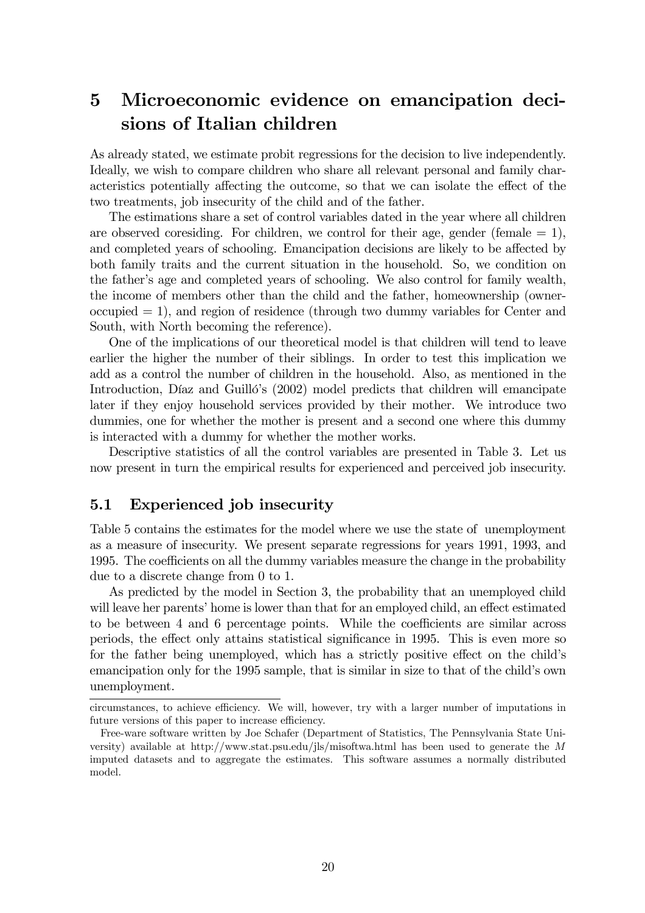# 5 Microeconomic evidence on emancipation decisions of Italian children

As already stated, we estimate probit regressions for the decision to live independently. Ideally, we wish to compare children who share all relevant personal and family characteristics potentially affecting the outcome, so that we can isolate the effect of the two treatments, job insecurity of the child and of the father.

The estimations share a set of control variables dated in the year where all children are observed coresiding. For children, we control for their age, gender (female = 1), and completed years of schooling. Emancipation decisions are likely to be affected by both family traits and the current situation in the household. So, we condition on the father's age and completed years of schooling. We also control for family wealth, the income of members other than the child and the father, homeownership (owner-occupied = 1), and region of residence (through two dummy variables for Center and South, with North becoming the reference).

One of the implications of our theoretical model is that children will tend to leave earlier the higher the number of their siblings. In order to test this implication we add as a control the number of children in the household. Also, as mentioned in the Introduction, Díaz and Guilló's (2002) model predicts that children will emancipate later if they enjoy household services provided by their mother. We introduce two dummies, one for whether the mother is present and a second one where this dummy is interacted with a dummy for whether the mother works.

Descriptive statistics of all the control variables are presented in Table 3. Let us now present in turn the empirical results for experienced and perceived job insecurity.

## 5.1 Experienced job insecurity

Table 5 contains the estimates for the model where we use the state of unemployment as a measure of insecurity. We present separate regressions for years 1991, 1993, and 1995. The coefficients on all the dummy variables measure the change in the probability due to a discrete change from 0 to 1.

As predicted by the model in Section 3, the probability that an unemployed child will leave her parents' home is lower than that for an employed child, an effect estimated to be between 4 and 6 percentage points. While the coefficients are similar across periods, the effect only attains statistical significance in 1995. This is even more so for the father being unemployed, which has a strictly positive effect on the child's emancipation only for the 1995 sample, that is similar in size to that of the child's own unemployment.

circumstances, to achieve efficiency. We will, however, try with a larger number of imputations in future versions of this paper to increase efficiency.

Free-ware software written by Joe Schafer (Department of Statistics, The Pennsylvania State University) available at http://www.stat.psu.edu/jls/misoftwa.html has been used to generate the $M$ imputed datasets and to aggregate the estimates. This software assumes a normally distributed model.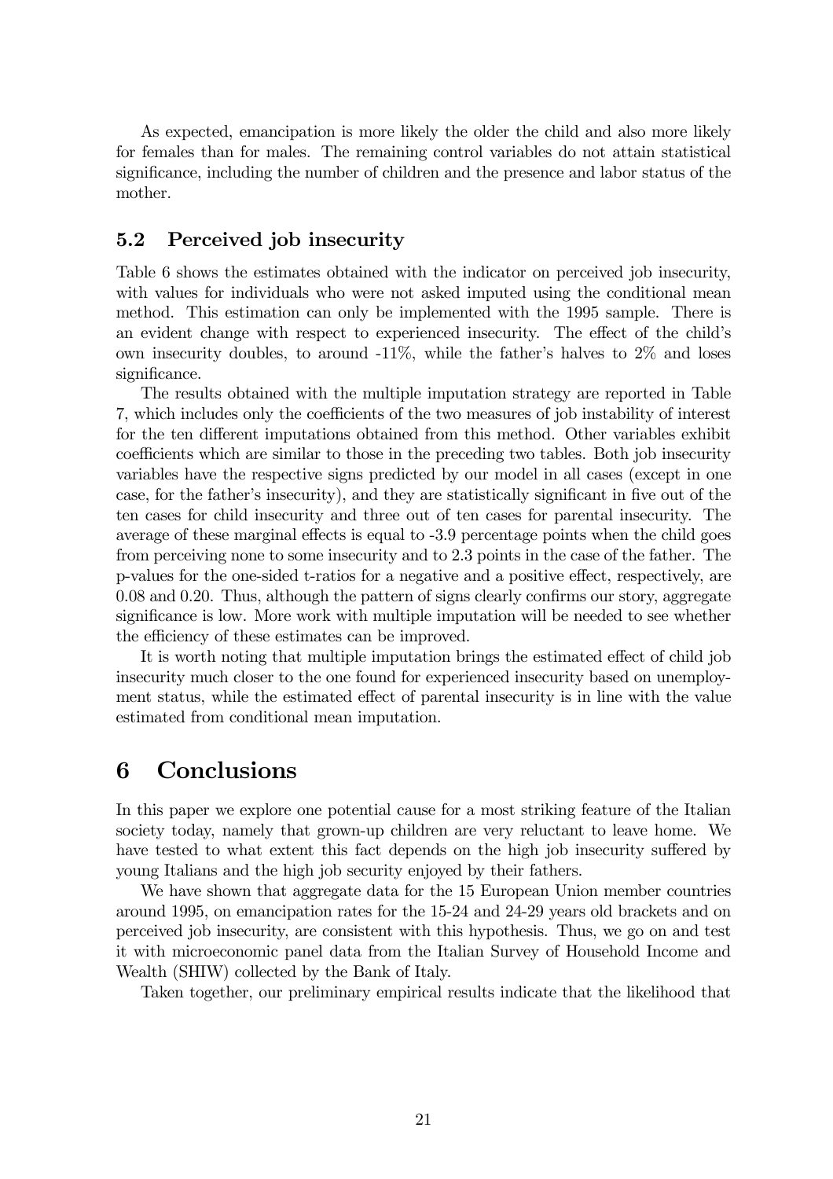As expected, emancipation is more likely the older the child and also more likely for females than for males. The remaining control variables do not attain statistical significance, including the number of children and the presence and labor status of the mother.

## 5.2 Perceived job insecurity

Table 6 shows the estimates obtained with the indicator on perceived job insecurity, with values for individuals who were not asked imputed using the conditional mean method. This estimation can only be implemented with the 1995 sample. There is an evident change with respect to experienced insecurity. The effect of the child's own insecurity doubles, to around -11%, while the father's halves to 2% and loses significance.

The results obtained with the multiple imputation strategy are reported in Table 7, which includes only the coefficients of the two measures of job instability of interest for the ten different imputations obtained from this method. Other variables exhibit coefficients which are similar to those in the preceding two tables. Both job insecurity variables have the respective signs predicted by our model in all cases (except in one case, for the father's insecurity), and they are statistically significant in five out of the ten cases for child insecurity and three out of ten cases for parental insecurity. The average of these marginal effects is equal to -3.9 percentage points when the child goes from perceiving none to some insecurity and to 2.3 points in the case of the father. The p-values for the one-sided t-ratios for a negative and a positive effect, respectively, are 0.08 and 0.20. Thus, although the pattern of signs clearly confirms our story, aggregate significance is low. More work with multiple imputation will be needed to see whether the efficiency of these estimates can be improved.

It is worth noting that multiple imputation brings the estimated effect of child job insecurity much closer to the one found for experienced insecurity based on unemployment status, while the estimated effect of parental insecurity is in line with the value estimated from conditional mean imputation.

# 6 Conclusions

In this paper we explore one potential cause for a most striking feature of the Italian society today, namely that grown-up children are very reluctant to leave home. We have tested to what extent this fact depends on the high job insecurity suffered by young Italians and the high job security enjoyed by their fathers.

We have shown that aggregate data for the 15 European Union member countries around 1995, on emancipation rates for the 15-24 and 24-29 years old brackets and on perceived job insecurity, are consistent with this hypothesis. Thus, we go on and test it with microeconomic panel data from the Italian Survey of Household Income and Wealth (SHIW) collected by the Bank of Italy.

Taken together, our preliminary empirical results indicate that the likelihood that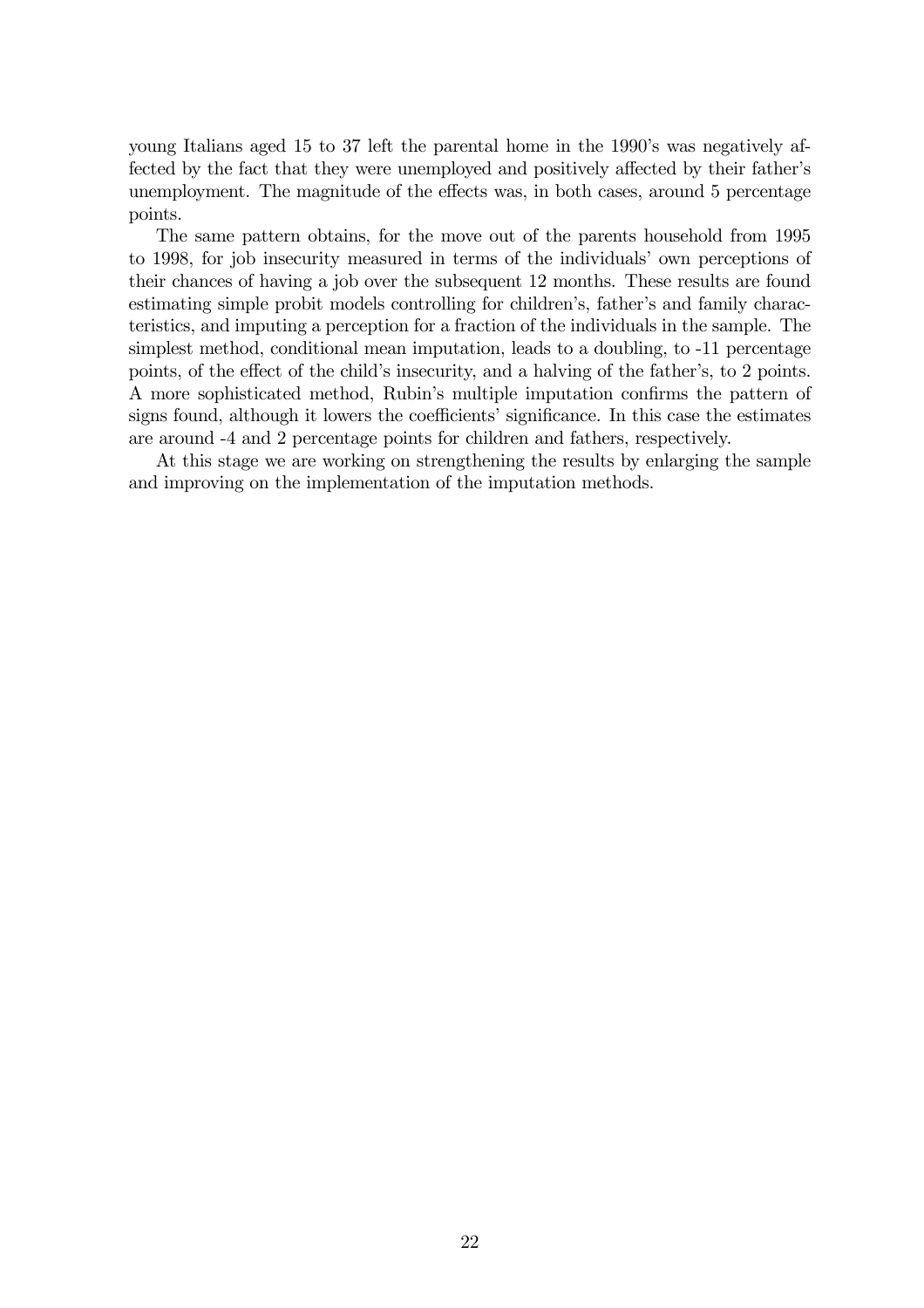young Italians aged 15 to 37 left the parental home in the 1990's was negatively affected by the fact that they were unemployed and positively affected by their father's unemployment. The magnitude of the effects was, in both cases, around 5 percentage points.

The same pattern obtains, for the move out of the parents household from 1995 to 1998, for job insecurity measured in terms of the individuals' own perceptions of their chances of having a job over the subsequent 12 months. These results are found estimating simple probit models controlling for children's, father's and family characteristics, and imputing a perception for a fraction of the individuals in the sample. The simplest method, conditional mean imputation, leads to a doubling, to -11 percentage points, of the effect of the child's insecurity, and a halving of the father's, to 2 points. A more sophisticated method, Rubin's multiple imputation confirms the pattern of signs found, although it lowers the coefficients' significance. In this case the estimates are around -4 and 2 percentage points for children and fathers, respectively.

At this stage we are working on strengthening the results by enlarging the sample and improving on the implementation of the imputation methods.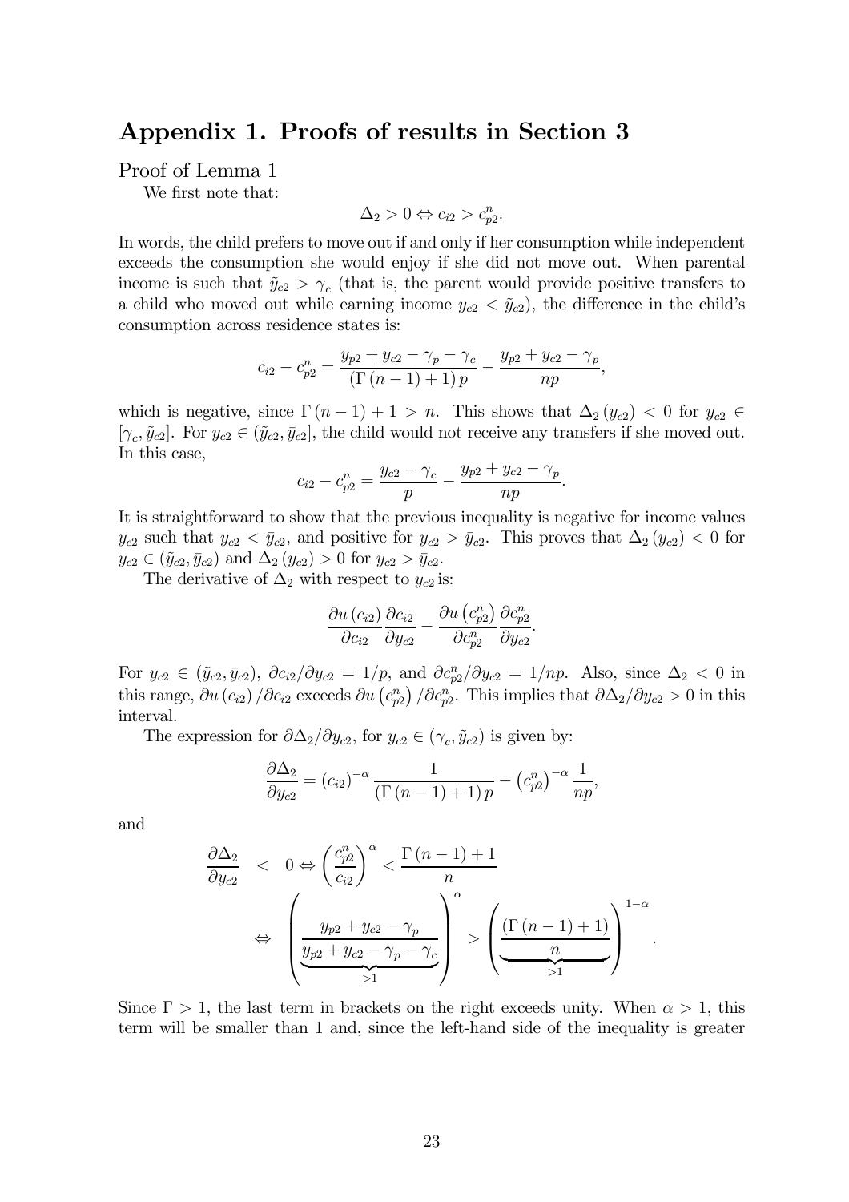# Appendix 1. Proofs of results in Section 3

Proof of Lemma 1

We first note that:

$$\Delta_2 > 0 \Leftrightarrow c_{i2} > c_{p2}^n.$$

In words, the child prefers to move out if and only if her consumption while independent exceeds the consumption she would enjoy if she did not move out. When parental income is such that $\tilde{y}_{c2} > \gamma_c$ (that is, the parent would provide positive transfers to a child who moved out while earning income $y_{c2} < \tilde{y}_{c2}$), the difference in the child's consumption across residence states is:

$$c_{i2} - c_{p2}^n = \frac{y_{p2} + y_{c2} - \gamma_p - \gamma_c}{\left(\Gamma\left(n-1\right)+1\right)p} - \frac{y_{p2} + y_{c2} - \gamma_p}{np},$$

which is negative, since $\Gamma\left(n-1\right)+1 > n$. This shows that $\Delta_2\left(y_{c2}\right) < 0$ for $y_{c2} \in [\gamma_c, \tilde{y}_{c2}]$. For $y_{c2} \in (\tilde{y}_{c2}, \bar{y}_{c2}]$, the child would not receive any transfers if she moved out. In this case,

$$c_{i2} - c_{p2}^n = \frac{y_{c2} - \gamma_c}{p} - \frac{y_{p2} + y_{c2} - \gamma_p}{np}.$$

It is straightforward to show that the previous inequality is negative for income values $y_{c2}$ such that $y_{c2} < \bar{y}_{c2}$, and positive for $y_{c2} > \bar{y}_{c2}$. This proves that $\Delta_2\left(y_{c2}\right) < 0$ for $y_{c2} \in (\tilde{y}_{c2}, \bar{y}_{c2})$ and $\Delta_2\left(y_{c2}\right) > 0$ for $y_{c2} > \bar{y}_{c2}$.

The derivative of $\Delta_2$ with respect to $y_{c2}$ is:

$$\frac{\partial u\left(c_{i2}\right)}{\partial c_{i2}}\frac{\partial c_{i2}}{\partial y_{c2}} - \frac{\partial u\left(c_{p2}^n\right)}{\partial c_{p2}^n}\frac{\partial c_{p2}^n}{\partial y_{c2}}.$$

For $y_{c2} \in (\tilde{y}_{c2}, \bar{y}_{c2})$, $\partial c_{i2}/\partial y_{c2} = 1/p$, and $\partial c_{p2}^n/\partial y_{c2} = 1/np$. Also, since $\Delta_2 < 0$ in this range, $\partial u\left(c_{i2}\right)/\partial c_{i2}$ exceeds $\partial u\left(c_{p2}^n\right)/\partial c_{p2}^n$. This implies that $\partial \Delta_2/\partial y_{c2} > 0$ in this interval.

The expression for $\partial \Delta_2/\partial y_{c2}$, for $y_{c2} \in (\gamma_c, \tilde{y}_{c2})$ is given by:

$$\frac{\partial \Delta_2}{\partial y_{c2}} = \left(c_{i2}\right)^{-\alpha}\frac{1}{\left(\Gamma\left(n-1\right)+1\right)p} - \left(c_{p2}^n\right)^{-\alpha}\frac{1}{np},$$

and

$$\begin{aligned}
\frac{\partial \Delta_2}{\partial y_{c2}} &< 0 \Leftrightarrow \left(\frac{c_{p2}^n}{c_{i2}}\right)^{\alpha} < \frac{\Gamma\left(n-1\right)+1}{n} \\
&\Leftrightarrow \left(\underbrace{\frac{y_{p2} + y_{c2} - \gamma_p}{y_{p2} + y_{c2} - \gamma_p - \gamma_c}}_{>1}\right)^{\alpha} > \left(\underbrace{\frac{\left(\Gamma\left(n-1\right)+1\right)}{n}}_{>1}\right)^{1-\alpha}.
\end{aligned}$$

Since $\Gamma > 1$, the last term in brackets on the right exceeds unity. When $\alpha > 1$, this term will be smaller than 1 and, since the left-hand side of the inequality is greater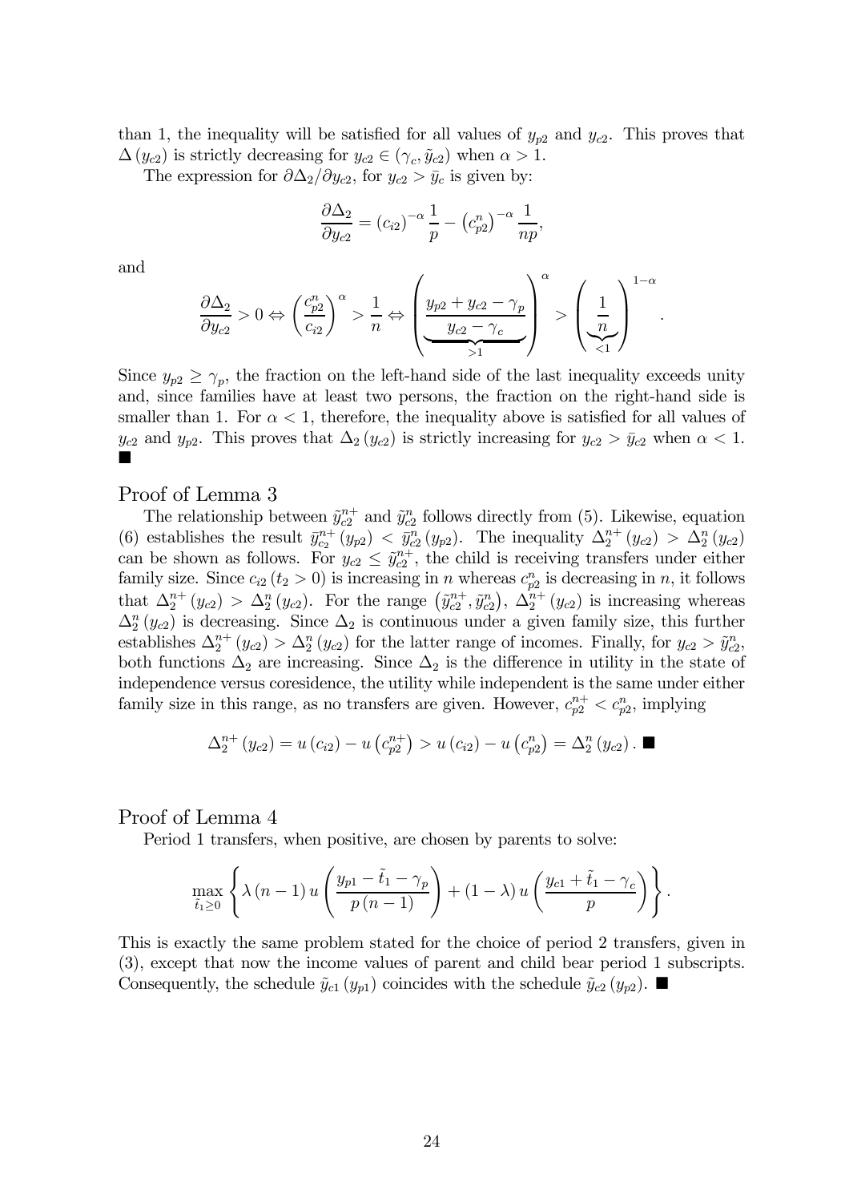than 1, the inequality will be satisfied for all values of $y_{p2}$ and $y_{c2}$. This proves that $\Delta(y_{c2})$ is strictly decreasing for $y_{c2} \in (\gamma_c, \tilde{y}_{c2})$ when $\alpha > 1$.

The expression for $\partial\Delta_2/\partial y_{c2}$, for $y_{c2} > \bar{y}_c$ is given by:

$$\frac{\partial \Delta_2}{\partial y_{c2}} = (c_{i2})^{-\alpha}\frac{1}{p} - \left(c_{p2}^n\right)^{-\alpha}\frac{1}{np},$$

and

$$\frac{\partial \Delta_2}{\partial y_{c2}} > 0 \Leftrightarrow \left(\frac{c_{p2}^n}{c_{i2}}\right)^{\alpha} > \frac{1}{n} \Leftrightarrow \left(\underbrace{\frac{y_{p2}+y_{c2}-\gamma_p}{y_{c2}-\gamma_c}}_{>1}\right)^{\alpha} > \left(\underbrace{\frac{1}{n}}_{<1}\right)^{1-\alpha}.$$

Since $y_{p2} \geq \gamma_p$, the fraction on the left-hand side of the last inequality exceeds unity and, since families have at least two persons, the fraction on the right-hand side is smaller than 1. For $\alpha < 1$, therefore, the inequality above is satisfied for all values of $y_{c2}$ and $y_{p2}$. This proves that $\Delta_2(y_{c2})$ is strictly increasing for $y_{c2} > \bar{y}_{c2}$ when $\alpha < 1$. ■

## Proof of Lemma 3

The relationship between $\tilde{y}_{c2}^{n+}$ and $\tilde{y}_{c2}^{n}$ follows directly from (5). Likewise, equation (6) establishes the result $\bar{y}_{c_2}^{n+}(y_{p2}) < \bar{y}_{c2}^{n}(y_{p2})$. The inequality $\Delta_2^{n+}(y_{c2}) > \Delta_2^{n}(y_{c2})$ can be shown as follows. For $y_{c2} \leq \tilde{y}_{c2}^{n+}$, the child is receiving transfers under either family size. Since $c_{i2}(t_2 > 0)$ is increasing in $n$ whereas $c_{p2}^n$ is decreasing in $n$, it follows that $\Delta_2^{n+}(y_{c2}) > \Delta_2^{n}(y_{c2})$. For the range $\left(\tilde{y}_{c2}^{n+}, \tilde{y}_{c2}^{n}\right)$, $\Delta_2^{n+}(y_{c2})$ is increasing whereas $\Delta_2^{n}(y_{c2})$ is decreasing. Since $\Delta_2$ is continuous under a given family size, this further establishes $\Delta_2^{n+}(y_{c2}) > \Delta_2^{n}(y_{c2})$ for the latter range of incomes. Finally, for $y_{c2} > \tilde{y}_{c2}^{n}$, both functions $\Delta_2$ are increasing. Since $\Delta_2$ is the difference in utility in the state of independence versus coresidence, the utility while independent is the same under either family size in this range, as no transfers are given. However, $c_{p2}^{n+} < c_{p2}^{n}$, implying

$$\Delta_2^{n+}(y_{c2}) = u(c_{i2}) - u\left(c_{p2}^{n+}\right) > u(c_{i2}) - u\left(c_{p2}^{n}\right) = \Delta_2^{n}(y_{c2}). \ ■$$

## Proof of Lemma 4

Period 1 transfers, when positive, are chosen by parents to solve:

$$\max_{\tilde{t}_1 \geq 0}\left\{\lambda(n-1)\,u\left(\frac{y_{p1}-\tilde{t}_1-\gamma_p}{p(n-1)}\right) + (1-\lambda)\,u\left(\frac{y_{c1}+\tilde{t}_1-\gamma_c}{p}\right)\right\}.$$

This is exactly the same problem stated for the choice of period 2 transfers, given in (3), except that now the income values of parent and child bear period 1 subscripts. Consequently, the schedule $\tilde{y}_{c1}(y_{p1})$ coincides with the schedule $\tilde{y}_{c2}(y_{p2})$. ■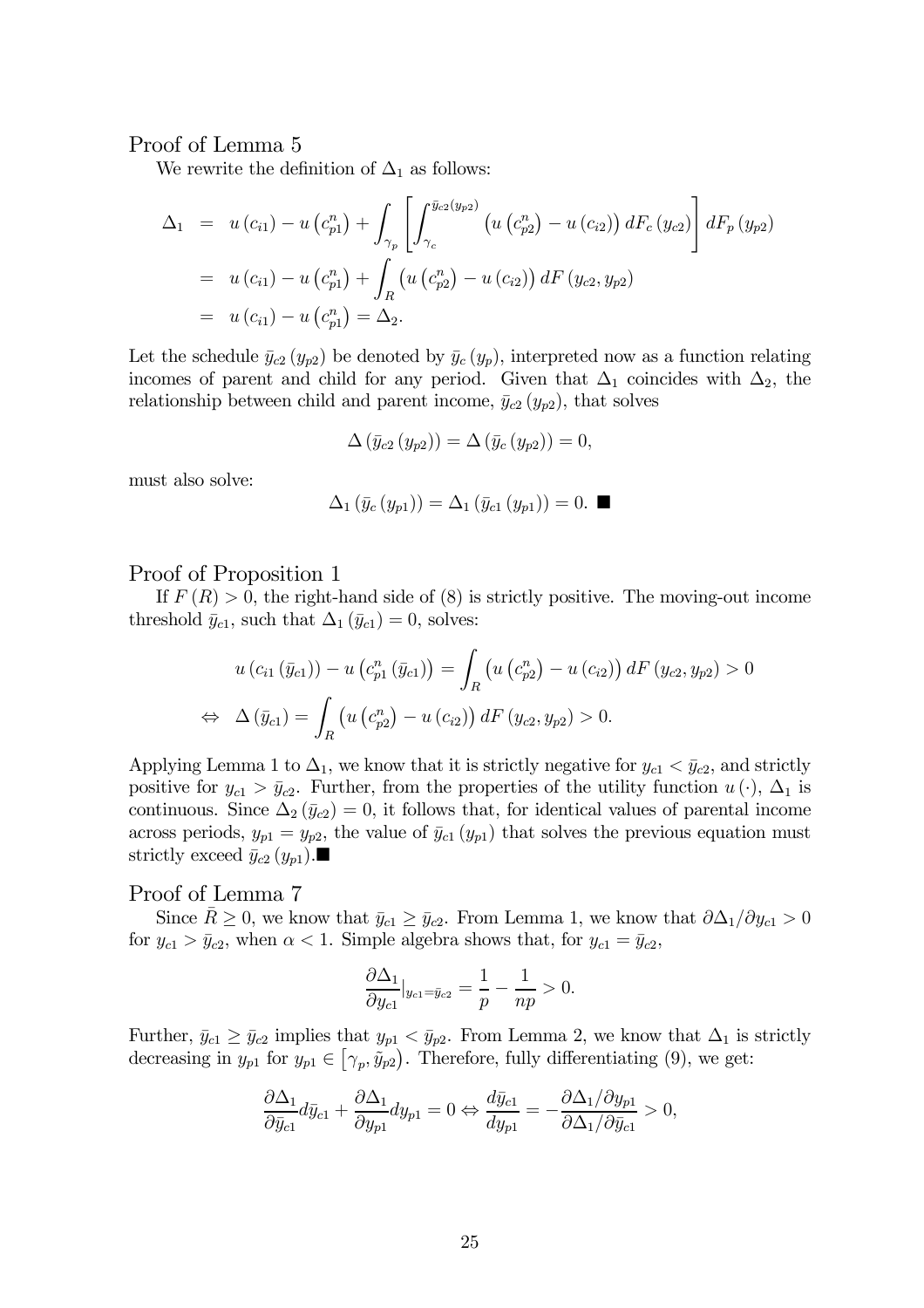## Proof of Lemma 5

We rewrite the definition of $\Delta_1$ as follows:

$$
\begin{aligned}
\Delta_1 &= u(c_{i1}) - u(c_{p1}^n) + \int_{\gamma_p} \left[ \int_{\gamma_c}^{\bar{y}_{c2}(y_{p2})} \left( u(c_{p2}^n) - u(c_{i2}) \right) dF_c(y_{c2}) \right] dF_p(y_{p2}) \\
&= u(c_{i1}) - u(c_{p1}^n) + \int_R \left( u(c_{p2}^n) - u(c_{i2}) \right) dF(y_{c2}, y_{p2}) \\
&= u(c_{i1}) - u(c_{p1}^n) = \Delta_2.
\end{aligned}
$$

Let the schedule $\bar{y}_{c2}(y_{p2})$ be denoted by $\bar{y}_c(y_p)$, interpreted now as a function relating incomes of parent and child for any period. Given that $\Delta_1$ coincides with $\Delta_2$, the relationship between child and parent income, $\bar{y}_{c2}(y_{p2})$, that solves

$$
\Delta(\bar{y}_{c2}(y_{p2})) = \Delta(\bar{y}_c(y_{p2})) = 0,
$$

must also solve:

$$
\Delta_1(\bar{y}_c(y_{p1})) = \Delta_1(\bar{y}_{c1}(y_{p1})) = 0. \blacksquare
$$

## Proof of Proposition 1

If $F(R) > 0$, the right-hand side of (8) is strictly positive. The moving-out income threshold $\bar{y}_{c1}$, such that $\Delta_1(\bar{y}_{c1}) = 0$, solves:

$$
\begin{aligned}
& u(c_{i1}(\bar{y}_{c1})) - u(c_{p1}^n(\bar{y}_{c1})) = \int_R \left( u(c_{p2}^n) - u(c_{i2}) \right) dF(y_{c2}, y_{p2}) > 0 \\
\Leftrightarrow \quad & \Delta(\bar{y}_{c1}) = \int_R \left( u(c_{p2}^n) - u(c_{i2}) \right) dF(y_{c2}, y_{p2}) > 0.
\end{aligned}
$$

Applying Lemma 1 to $\Delta_1$, we know that it is strictly negative for $y_{c1} < \bar{y}_{c2}$, and strictly positive for $y_{c1} > \bar{y}_{c2}$. Further, from the properties of the utility function $u(\cdot)$, $\Delta_1$ is continuous. Since $\Delta_2(\bar{y}_{c2}) = 0$, it follows that, for identical values of parental income across periods, $y_{p1} = y_{p2}$, the value of $\bar{y}_{c1}(y_{p1})$ that solves the previous equation must strictly exceed $\bar{y}_{c2}(y_{p1})$.$\blacksquare$

## Proof of Lemma 7

Since $\bar{R} \geq 0$, we know that $\bar{y}_{c1} \geq \bar{y}_{c2}$. From Lemma 1, we know that $\partial\Delta_1/\partial y_{c1} > 0$ for $y_{c1} > \bar{y}_{c2}$, when $\alpha < 1$. Simple algebra shows that, for $y_{c1} = \bar{y}_{c2}$,

$$
\frac{\partial \Delta_1}{\partial y_{c1}}\Big|_{y_{c1}=\bar{y}_{c2}} = \frac{1}{p} - \frac{1}{np} > 0.
$$

Further, $\bar{y}_{c1} \geq \bar{y}_{c2}$ implies that $y_{p1} < \bar{y}_{p2}$. From Lemma 2, we know that $\Delta_1$ is strictly decreasing in $y_{p1}$ for $y_{p1} \in [\gamma_p, \tilde{y}_{p2})$. Therefore, fully differentiating (9), we get:

$$
\frac{\partial \Delta_1}{\partial \bar{y}_{c1}} d\bar{y}_{c1} + \frac{\partial \Delta_1}{\partial y_{p1}} dy_{p1} = 0 \Leftrightarrow \frac{d\bar{y}_{c1}}{dy_{p1}} = -\frac{\partial \Delta_1/\partial y_{p1}}{\partial \Delta_1/\partial \bar{y}_{c1}} > 0,
$$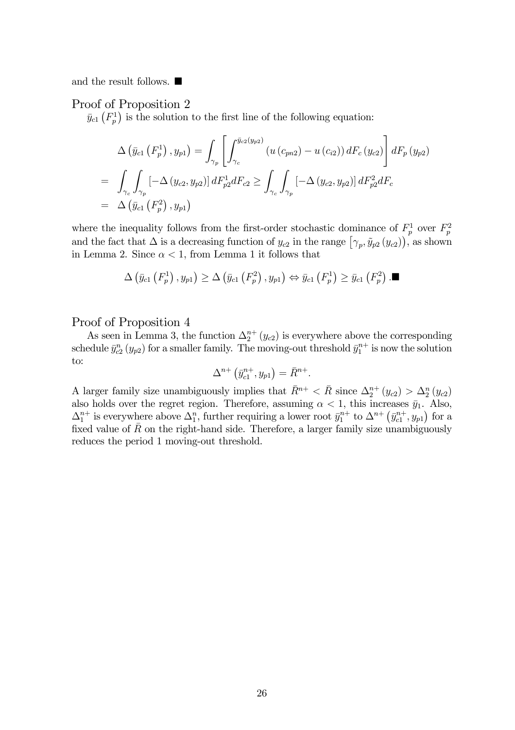and the result follows. ■

## Proof of Proposition 2

$\bar{y}_{c1}\left(F_p^1\right)$ is the solution to the first line of the following equation:

$$
\begin{aligned}
& \Delta\left(\bar{y}_{c1}\left(F_p^1\right), y_{p1}\right) = \int_{\gamma_p}\left[\int_{\gamma_c}^{\bar{y}_{c2}(y_{p2})}\left(u\left(c_{pn2}\right)-u\left(c_{i2}\right)\right) dF_c\left(y_{c2}\right)\right] dF_p\left(y_{p2}\right) \\
= & \int_{\gamma_c}\int_{\gamma_p}\left[-\Delta\left(y_{c2}, y_{p2}\right)\right] dF_{p2}^1 dF_{c2} \geq \int_{\gamma_c}\int_{\gamma_p}\left[-\Delta\left(y_{c2}, y_{p2}\right)\right] dF_{p2}^2 dF_c \\
= & \Delta\left(\bar{y}_{c1}\left(F_p^2\right), y_{p1}\right)
\end{aligned}
$$

where the inequality follows from the first-order stochastic dominance of $F_p^1$ over $F_p^2$ and the fact that $\Delta$ is a decreasing function of $y_{c2}$ in the range $\left[\gamma_p, \tilde{y}_{p2}\left(y_{c2}\right)\right)$, as shown in Lemma 2. Since $\alpha < 1$, from Lemma 1 it follows that

$$
\Delta\left(\bar{y}_{c1}\left(F_p^1\right), y_{p1}\right) \geq \Delta\left(\bar{y}_{c1}\left(F_p^2\right), y_{p1}\right) \Leftrightarrow \bar{y}_{c1}\left(F_p^1\right) \geq \bar{y}_{c1}\left(F_p^2\right). ■
$$

## Proof of Proposition 4

As seen in Lemma 3, the function $\Delta_2^{n+}\left(y_{c2}\right)$ is everywhere above the corresponding schedule $\bar{y}_{c2}^n\left(y_{p2}\right)$ for a smaller family. The moving-out threshold $\bar{y}_1^{n+}$ is now the solution to:

$$
\Delta^{n+}\left(\bar{y}_{c1}^{n+}, y_{p1}\right) = \bar{R}^{n+}.
$$

A larger family size unambiguously implies that $\bar{R}^{n+} < \bar{R}$ since $\Delta_2^{n+}\left(y_{c2}\right) > \Delta_2^n\left(y_{c2}\right)$ also holds over the regret region. Therefore, assuming $\alpha < 1$, this increases $\bar{y}_1$. Also, $\Delta_1^{n+}$ is everywhere above $\Delta_1^n$, further requiring a lower root $\bar{y}_1^{n+}$ to $\Delta^{n+}\left(\bar{y}_{c1}^{n+}, y_{p1}\right)$ for a fixed value of $\bar{R}$ on the right-hand side. Therefore, a larger family size unambiguously reduces the period 1 moving-out threshold.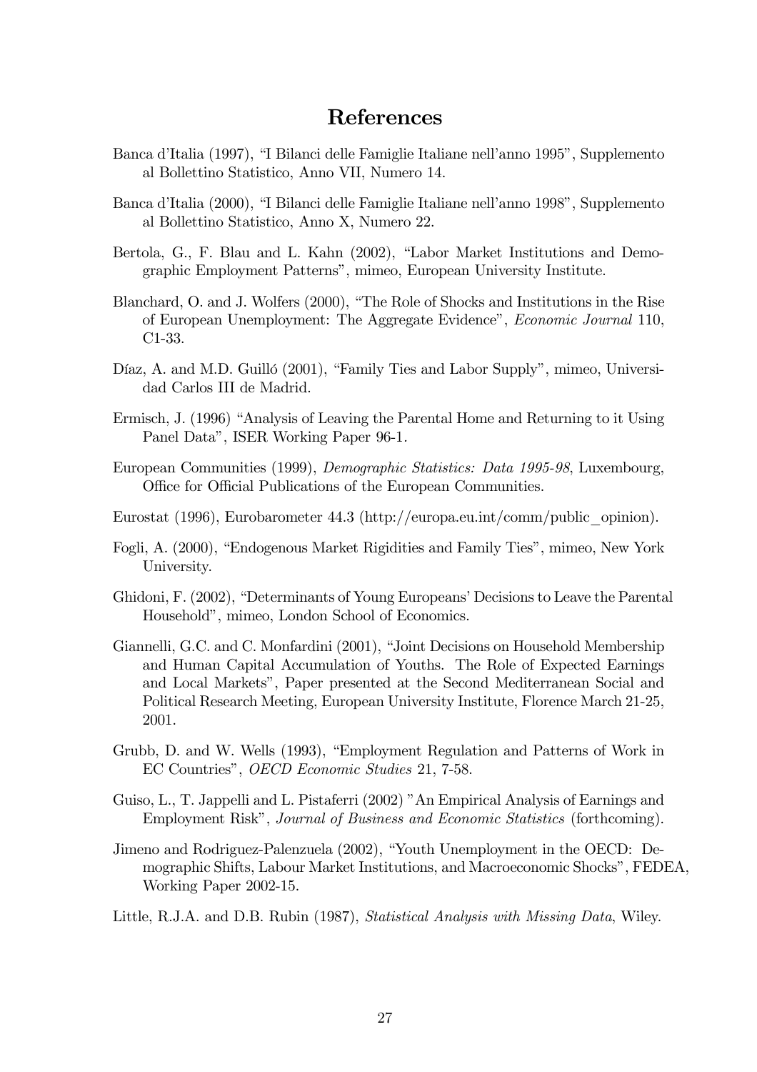# References

Banca d'Italia (1997), "I Bilanci delle Famiglie Italiane nell'anno 1995", Supplemento al Bollettino Statistico, Anno VII, Numero 14.

Banca d'Italia (2000), "I Bilanci delle Famiglie Italiane nell'anno 1998", Supplemento al Bollettino Statistico, Anno X, Numero 22.

Bertola, G., F. Blau and L. Kahn (2002), "Labor Market Institutions and Demographic Employment Patterns", mimeo, European University Institute.

Blanchard, O. and J. Wolfers (2000), "The Role of Shocks and Institutions in the Rise of European Unemployment: The Aggregate Evidence", *Economic Journal* 110, C1-33.

Díaz, A. and M.D. Guilló (2001), "Family Ties and Labor Supply", mimeo, Universidad Carlos III de Madrid.

Ermisch, J. (1996) "Analysis of Leaving the Parental Home and Returning to it Using Panel Data", ISER Working Paper 96-1.

European Communities (1999), *Demographic Statistics: Data 1995-98*, Luxembourg, Office for Official Publications of the European Communities.

Eurostat (1996), Eurobarometer 44.3 (http://europa.eu.int/comm/public_opinion).

Fogli, A. (2000), "Endogenous Market Rigidities and Family Ties", mimeo, New York University.

Ghidoni, F. (2002), "Determinants of Young Europeans' Decisions to Leave the Parental Household", mimeo, London School of Economics.

Giannelli, G.C. and C. Monfardini (2001), "Joint Decisions on Household Membership and Human Capital Accumulation of Youths. The Role of Expected Earnings and Local Markets", Paper presented at the Second Mediterranean Social and Political Research Meeting, European University Institute, Florence March 21-25, 2001.

Grubb, D. and W. Wells (1993), "Employment Regulation and Patterns of Work in EC Countries", *OECD Economic Studies* 21, 7-58.

Guiso, L., T. Jappelli and L. Pistaferri (2002) "An Empirical Analysis of Earnings and Employment Risk", *Journal of Business and Economic Statistics* (forthcoming).

Jimeno and Rodriguez-Palenzuela (2002), "Youth Unemployment in the OECD: Demographic Shifts, Labour Market Institutions, and Macroeconomic Shocks", FEDEA, Working Paper 2002-15.

Little, R.J.A. and D.B. Rubin (1987), *Statistical Analysis with Missing Data*, Wiley.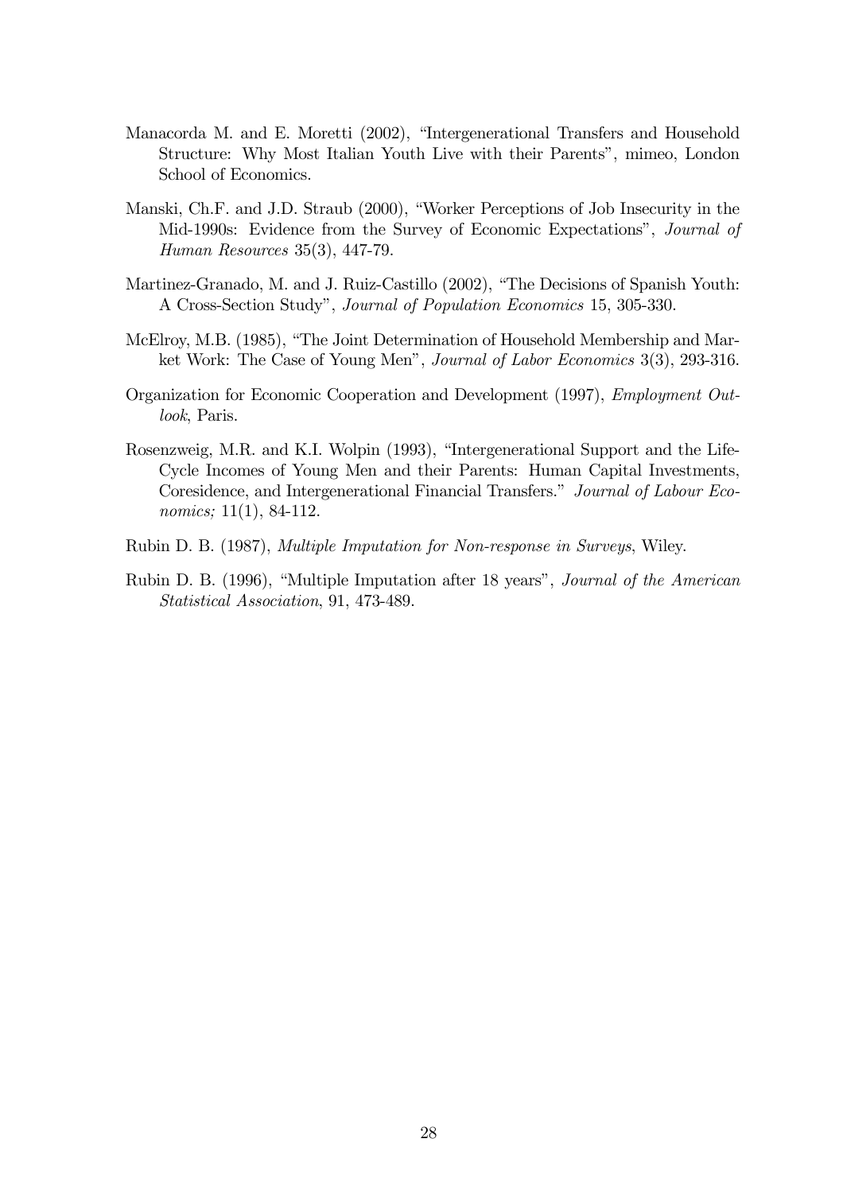Manacorda M. and E. Moretti (2002), "Intergenerational Transfers and Household Structure: Why Most Italian Youth Live with their Parents", mimeo, London School of Economics.

Manski, Ch.F. and J.D. Straub (2000), "Worker Perceptions of Job Insecurity in the Mid-1990s: Evidence from the Survey of Economic Expectations", *Journal of Human Resources* 35(3), 447-79.

Martinez-Granado, M. and J. Ruiz-Castillo (2002), "The Decisions of Spanish Youth: A Cross-Section Study", *Journal of Population Economics* 15, 305-330.

McElroy, M.B. (1985), "The Joint Determination of Household Membership and Market Work: The Case of Young Men", *Journal of Labor Economics* 3(3), 293-316.

Organization for Economic Cooperation and Development (1997), *Employment Outlook*, Paris.

Rosenzweig, M.R. and K.I. Wolpin (1993), "Intergenerational Support and the Life-Cycle Incomes of Young Men and their Parents: Human Capital Investments, Coresidence, and Intergenerational Financial Transfers." *Journal of Labour Economics;* 11(1), 84-112.

Rubin D. B. (1987), *Multiple Imputation for Non-response in Surveys*, Wiley.

Rubin D. B. (1996), "Multiple Imputation after 18 years", *Journal of the American Statistical Association*, 91, 473-489.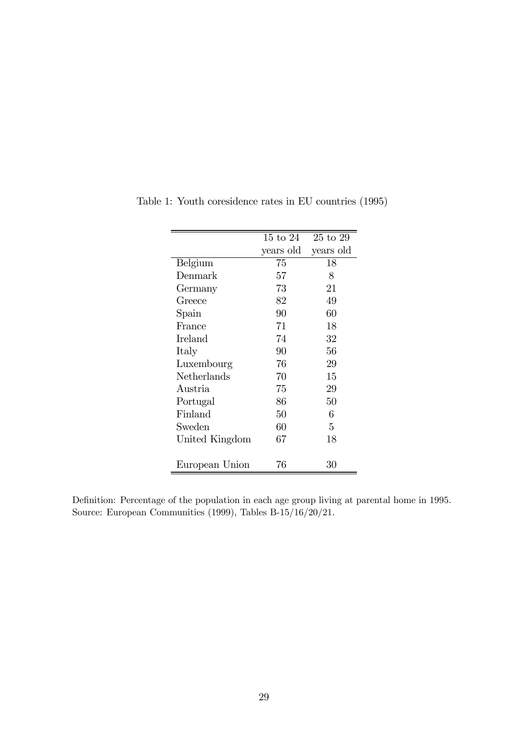Table 1: Youth coresidence rates in EU countries (1995)

| | 15 to 24 years old | 25 to 29 years old |
|---|---|---|
| Belgium | 75 | 18 |
| Denmark | 57 | 8 |
| Germany | 73 | 21 |
| Greece | 82 | 49 |
| Spain | 90 | 60 |
| France | 71 | 18 |
| Ireland | 74 | 32 |
| Italy | 90 | 56 |
| Luxembourg | 76 | 29 |
| Netherlands | 70 | 15 |
| Austria | 75 | 29 |
| Portugal | 86 | 50 |
| Finland | 50 | 6 |
| Sweden | 60 | 5 |
| United Kingdom | 67 | 18 |
| European Union | 76 | 30 |

Definition: Percentage of the population in each age group living at parental home in 1995.
Source: European Communities (1999), Tables B-15/16/20/21.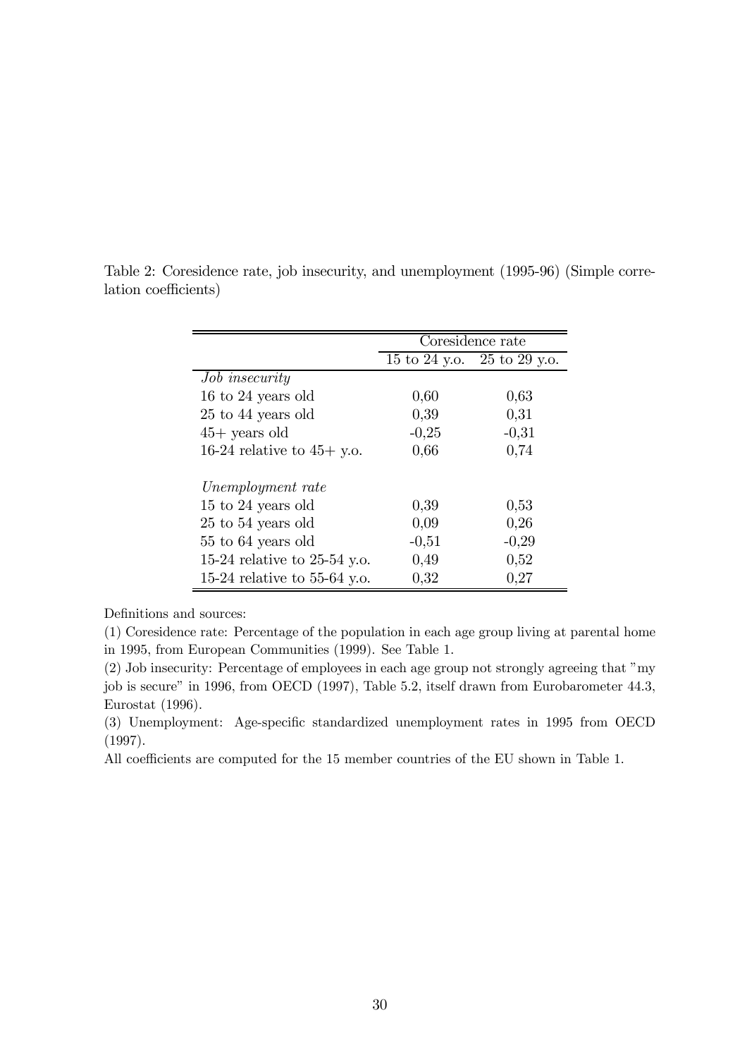Table 2: Coresidence rate, job insecurity, and unemployment (1995-96) (Simple correlation coefficients)

| | Coresidence rate | |
|---|---|---|
| | 15 to 24 y.o. | 25 to 29 y.o. |
| *Job insecurity* | | |
| 16 to 24 years old | 0,60 | 0,63 |
| 25 to 44 years old | 0,39 | 0,31 |
| 45+ years old | -0,25 | -0,31 |
| 16-24 relative to 45+ y.o. | 0,66 | 0,74 |
| *Unemployment rate* | | |
| 15 to 24 years old | 0,39 | 0,53 |
| 25 to 54 years old | 0,09 | 0,26 |
| 55 to 64 years old | -0,51 | -0,29 |
| 15-24 relative to 25-54 y.o. | 0,49 | 0,52 |
| 15-24 relative to 55-64 y.o. | 0,32 | 0,27 |

Definitions and sources:

(1) Coresidence rate: Percentage of the population in each age group living at parental home in 1995, from European Communities (1999). See Table 1.

(2) Job insecurity: Percentage of employees in each age group not strongly agreeing that "my job is secure" in 1996, from OECD (1997), Table 5.2, itself drawn from Eurobarometer 44.3, Eurostat (1996).

(3) Unemployment: Age-specific standardized unemployment rates in 1995 from OECD (1997).

All coefficients are computed for the 15 member countries of the EU shown in Table 1.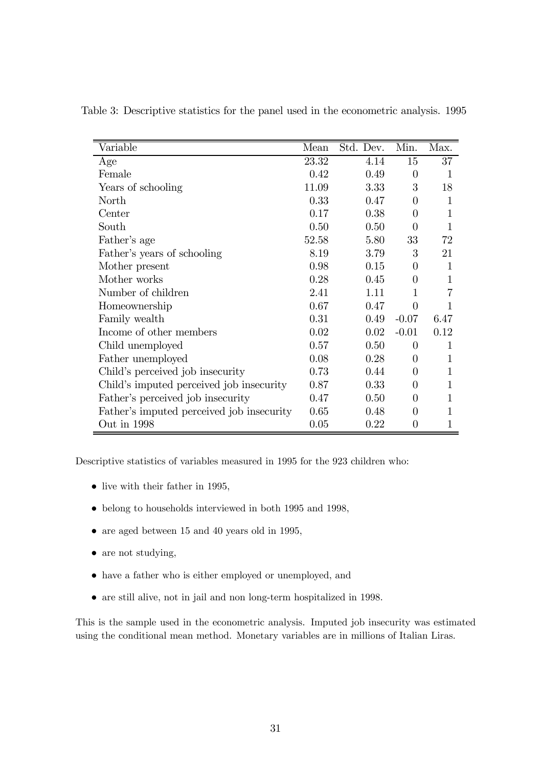Table 3: Descriptive statistics for the panel used in the econometric analysis. 1995

| Variable | Mean | Std. Dev. | Min. | Max. |
|---|---|---|---|---|
| Age | 23.32 | 4.14 | 15 | 37 |
| Female | 0.42 | 0.49 | 0 | 1 |
| Years of schooling | 11.09 | 3.33 | 3 | 18 |
| North | 0.33 | 0.47 | 0 | 1 |
| Center | 0.17 | 0.38 | 0 | 1 |
| South | 0.50 | 0.50 | 0 | 1 |
| Father's age | 52.58 | 5.80 | 33 | 72 |
| Father's years of schooling | 8.19 | 3.79 | 3 | 21 |
| Mother present | 0.98 | 0.15 | 0 | 1 |
| Mother works | 0.28 | 0.45 | 0 | 1 |
| Number of children | 2.41 | 1.11 | 1 | 7 |
| Homeownership | 0.67 | 0.47 | 0 | 1 |
| Family wealth | 0.31 | 0.49 | -0.07 | 6.47 |
| Income of other members | 0.02 | 0.02 | -0.01 | 0.12 |
| Child unemployed | 0.57 | 0.50 | 0 | 1 |
| Father unemployed | 0.08 | 0.28 | 0 | 1 |
| Child's perceived job insecurity | 0.73 | 0.44 | 0 | 1 |
| Child's imputed perceived job insecurity | 0.87 | 0.33 | 0 | 1 |
| Father's perceived job insecurity | 0.47 | 0.50 | 0 | 1 |
| Father's imputed perceived job insecurity | 0.65 | 0.48 | 0 | 1 |
| Out in 1998 | 0.05 | 0.22 | 0 | 1 |

Descriptive statistics of variables measured in 1995 for the 923 children who:

- live with their father in 1995,
- belong to households interviewed in both 1995 and 1998,
- are aged between 15 and 40 years old in 1995,
- are not studying,
- have a father who is either employed or unemployed, and
- are still alive, not in jail and non long-term hospitalized in 1998.

This is the sample used in the econometric analysis. Imputed job insecurity was estimated using the conditional mean method. Monetary variables are in millions of Italian Liras.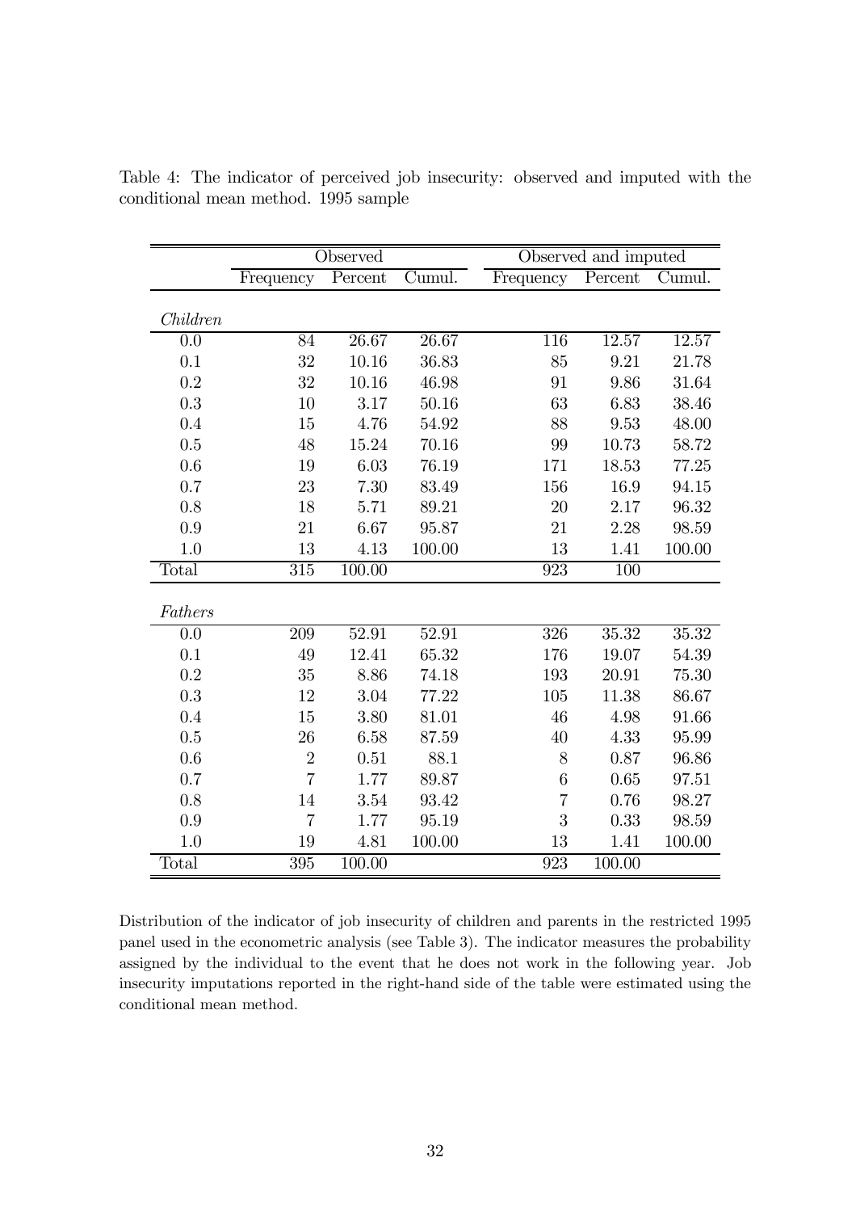Table 4: The indicator of perceived job insecurity: observed and imputed with the conditional mean method. 1995 sample

| | Observed | | | Observed and imputed | | |
|---|---|---|---|---|---|---|
| | Frequency | Percent | Cumul. | Frequency | Percent | Cumul. |
| *Children* | | | | | | |
| 0.0 | 84 | 26.67 | 26.67 | 116 | 12.57 | 12.57 |
| 0.1 | 32 | 10.16 | 36.83 | 85 | 9.21 | 21.78 |
| 0.2 | 32 | 10.16 | 46.98 | 91 | 9.86 | 31.64 |
| 0.3 | 10 | 3.17 | 50.16 | 63 | 6.83 | 38.46 |
| 0.4 | 15 | 4.76 | 54.92 | 88 | 9.53 | 48.00 |
| 0.5 | 48 | 15.24 | 70.16 | 99 | 10.73 | 58.72 |
| 0.6 | 19 | 6.03 | 76.19 | 171 | 18.53 | 77.25 |
| 0.7 | 23 | 7.30 | 83.49 | 156 | 16.9 | 94.15 |
| 0.8 | 18 | 5.71 | 89.21 | 20 | 2.17 | 96.32 |
| 0.9 | 21 | 6.67 | 95.87 | 21 | 2.28 | 98.59 |
| 1.0 | 13 | 4.13 | 100.00 | 13 | 1.41 | 100.00 |
| Total | 315 | 100.00 | | 923 | 100 | |
| *Fathers* | | | | | | |
| 0.0 | 209 | 52.91 | 52.91 | 326 | 35.32 | 35.32 |
| 0.1 | 49 | 12.41 | 65.32 | 176 | 19.07 | 54.39 |
| 0.2 | 35 | 8.86 | 74.18 | 193 | 20.91 | 75.30 |
| 0.3 | 12 | 3.04 | 77.22 | 105 | 11.38 | 86.67 |
| 0.4 | 15 | 3.80 | 81.01 | 46 | 4.98 | 91.66 |
| 0.5 | 26 | 6.58 | 87.59 | 40 | 4.33 | 95.99 |
| 0.6 | 2 | 0.51 | 88.1 | 8 | 0.87 | 96.86 |
| 0.7 | 7 | 1.77 | 89.87 | 6 | 0.65 | 97.51 |
| 0.8 | 14 | 3.54 | 93.42 | 7 | 0.76 | 98.27 |
| 0.9 | 7 | 1.77 | 95.19 | 3 | 0.33 | 98.59 |
| 1.0 | 19 | 4.81 | 100.00 | 13 | 1.41 | 100.00 |
| Total | 395 | 100.00 | | 923 | 100.00 | |

Distribution of the indicator of job insecurity of children and parents in the restricted 1995 panel used in the econometric analysis (see Table 3). The indicator measures the probability assigned by the individual to the event that he does not work in the following year. Job insecurity imputations reported in the right-hand side of the table were estimated using the conditional mean method.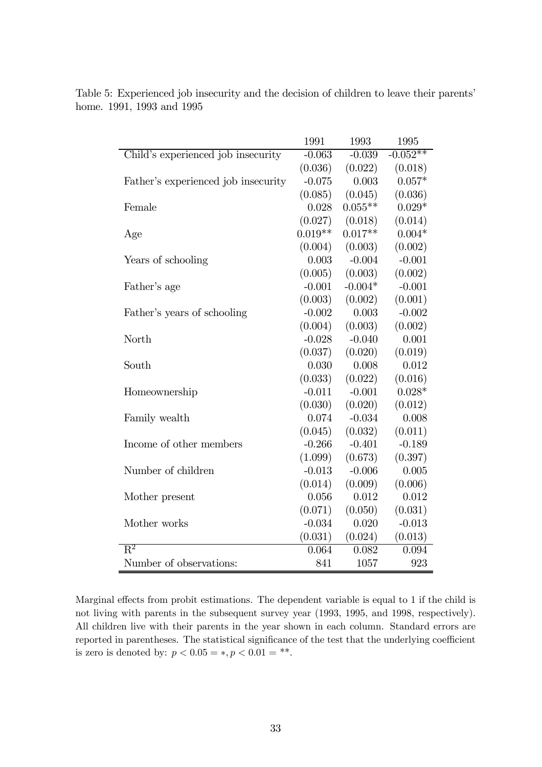Table 5: Experienced job insecurity and the decision of children to leave their parents' home. 1991, 1993 and 1995

| | 1991 | 1993 | 1995 |
|---|---|---|---|
| Child's experienced job insecurity | -0.063 | -0.039 | -0.052** |
| | (0.036) | (0.022) | (0.018) |
| Father's experienced job insecurity | -0.075 | 0.003 | 0.057* |
| | (0.085) | (0.045) | (0.036) |
| Female | 0.028 | 0.055** | 0.029* |
| | (0.027) | (0.018) | (0.014) |
| Age | 0.019** | 0.017** | 0.004* |
| | (0.004) | (0.003) | (0.002) |
| Years of schooling | 0.003 | -0.004 | -0.001 |
| | (0.005) | (0.003) | (0.002) |
| Father's age | -0.001 | -0.004* | -0.001 |
| | (0.003) | (0.002) | (0.001) |
| Father's years of schooling | -0.002 | 0.003 | -0.002 |
| | (0.004) | (0.003) | (0.002) |
| North | -0.028 | -0.040 | 0.001 |
| | (0.037) | (0.020) | (0.019) |
| South | 0.030 | 0.008 | 0.012 |
| | (0.033) | (0.022) | (0.016) |
| Homeownership | -0.011 | -0.001 | 0.028* |
| | (0.030) | (0.020) | (0.012) |
| Family wealth | 0.074 | -0.034 | 0.008 |
| | (0.045) | (0.032) | (0.011) |
| Income of other members | -0.266 | -0.401 | -0.189 |
| | (1.099) | (0.673) | (0.397) |
| Number of children | -0.013 | -0.006 | 0.005 |
| | (0.014) | (0.009) | (0.006) |
| Mother present | 0.056 | 0.012 | 0.012 |
| | (0.071) | (0.050) | (0.031) |
| Mother works | -0.034 | 0.020 | -0.013 |
| | (0.031) | (0.024) | (0.013) |
| $R^2$ | 0.064 | 0.082 | 0.094 |
| Number of observations: | 841 | 1057 | 923 |

Marginal effects from probit estimations. The dependent variable is equal to 1 if the child is not living with parents in the subsequent survey year (1993, 1995, and 1998, respectively). All children live with their parents in the year shown in each column. Standard errors are reported in parentheses. The statistical significance of the test that the underlying coefficient is zero is denoted by: $p < 0.05 = *, p < 0.01 = **$.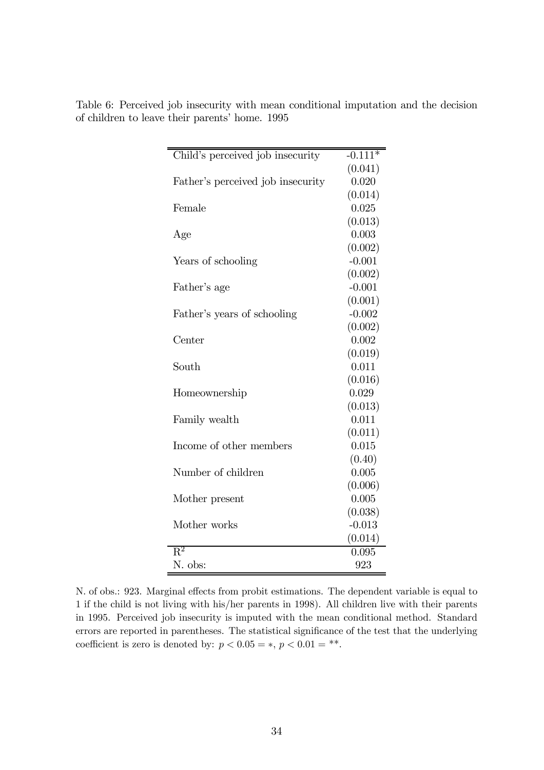Table 6: Perceived job insecurity with mean conditional imputation and the decision of children to leave their parents' home. 1995

| | |
|---|---|
| Child's perceived job insecurity | -0.111* |
| | (0.041) |
| Father's perceived job insecurity | 0.020 |
| | (0.014) |
| Female | 0.025 |
| | (0.013) |
| Age | 0.003 |
| | (0.002) |
| Years of schooling | -0.001 |
| | (0.002) |
| Father's age | -0.001 |
| | (0.001) |
| Father's years of schooling | -0.002 |
| | (0.002) |
| Center | 0.002 |
| | (0.019) |
| South | 0.011 |
| | (0.016) |
| Homeownership | 0.029 |
| | (0.013) |
| Family wealth | 0.011 |
| | (0.011) |
| Income of other members | 0.015 |
| | (0.40) |
| Number of children | 0.005 |
| | (0.006) |
| Mother present | 0.005 |
| | (0.038) |
| Mother works | -0.013 |
| | (0.014) |
| $R^2$ | 0.095 |
| N. obs: | 923 |

N. of obs.: 923. Marginal effects from probit estimations. The dependent variable is equal to 1 if the child is not living with his/her parents in 1998). All children live with their parents in 1995. Perceived job insecurity is imputed with the mean conditional method. Standard errors are reported in parentheses. The statistical significance of the test that the underlying coefficient is zero is denoted by: $p < 0.05 = *$, $p < 0.01 = **$.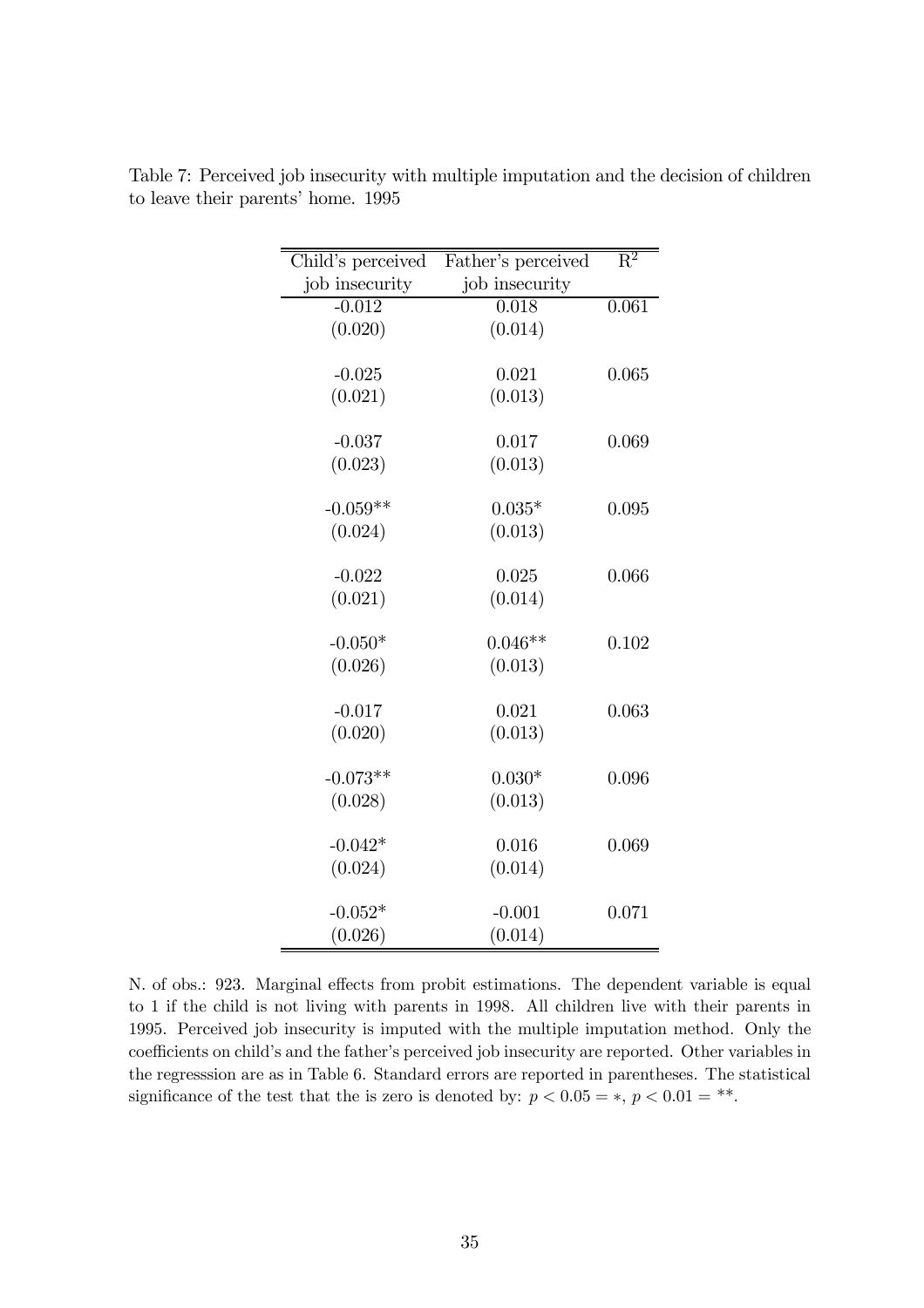Table 7: Perceived job insecurity with multiple imputation and the decision of children to leave their parents' home. 1995

| Child's perceived job insecurity | Father's perceived job insecurity | $R^2$ |
|---|---|---|
| -0.012 | 0.018 | 0.061 |
| (0.020) | (0.014) | |
| -0.025 | 0.021 | 0.065 |
| (0.021) | (0.013) | |
| -0.037 | 0.017 | 0.069 |
| (0.023) | (0.013) | |
| -0.059** | 0.035* | 0.095 |
| (0.024) | (0.013) | |
| -0.022 | 0.025 | 0.066 |
| (0.021) | (0.014) | |
| -0.050* | 0.046** | 0.102 |
| (0.026) | (0.013) | |
| -0.017 | 0.021 | 0.063 |
| (0.020) | (0.013) | |
| -0.073** | 0.030* | 0.096 |
| (0.028) | (0.013) | |
| -0.042* | 0.016 | 0.069 |
| (0.024) | (0.014) | |
| -0.052* | -0.001 | 0.071 |
| (0.026) | (0.014) | |

N. of obs.: 923. Marginal effects from probit estimations. The dependent variable is equal to 1 if the child is not living with parents in 1998. All children live with their parents in 1995. Perceived job insecurity is imputed with the multiple imputation method. Only the coefficients on child's and the father's perceived job insecurity are reported. Other variables in the regresssion are as in Table 6. Standard errors are reported in parentheses. The statistical significance of the test that the is zero is denoted by: $p < 0.05 = *$, $p < 0.01 = **$.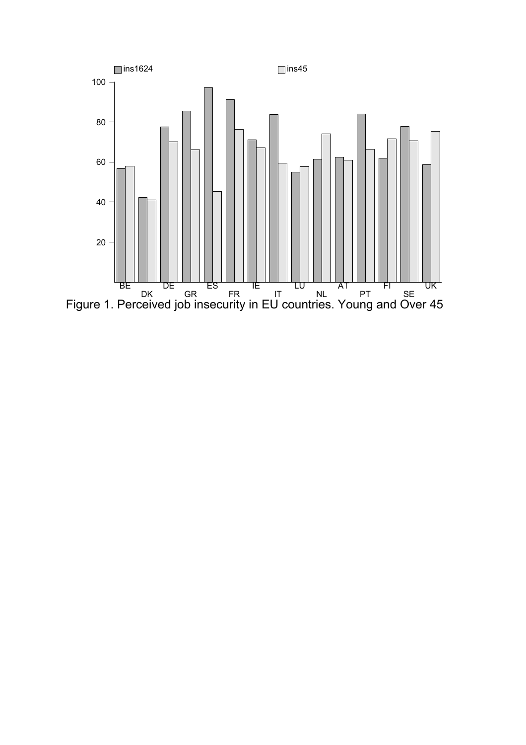Figure 1. Perceived job insecurity in EU countries. Young and Over 45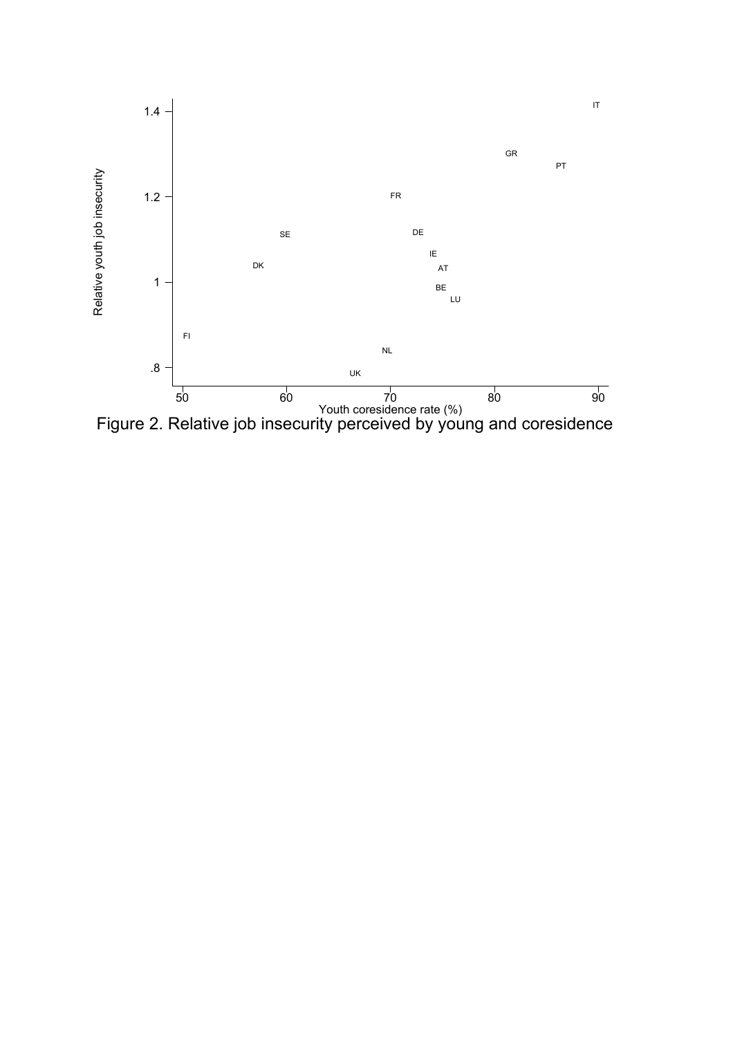Figure 2. Relative job insecurity perceived by young and coresidence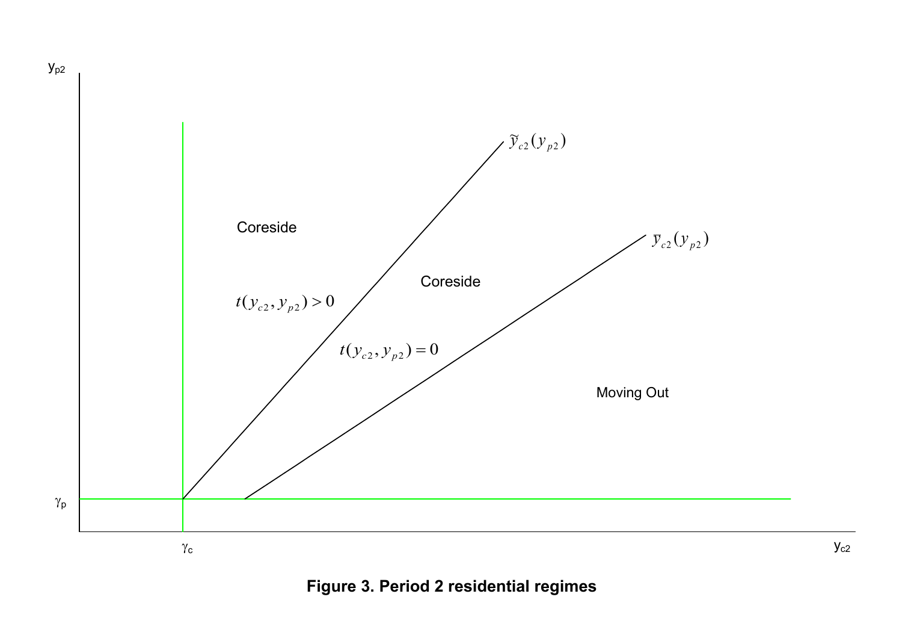**Figure 3. Period 2 residential regimes**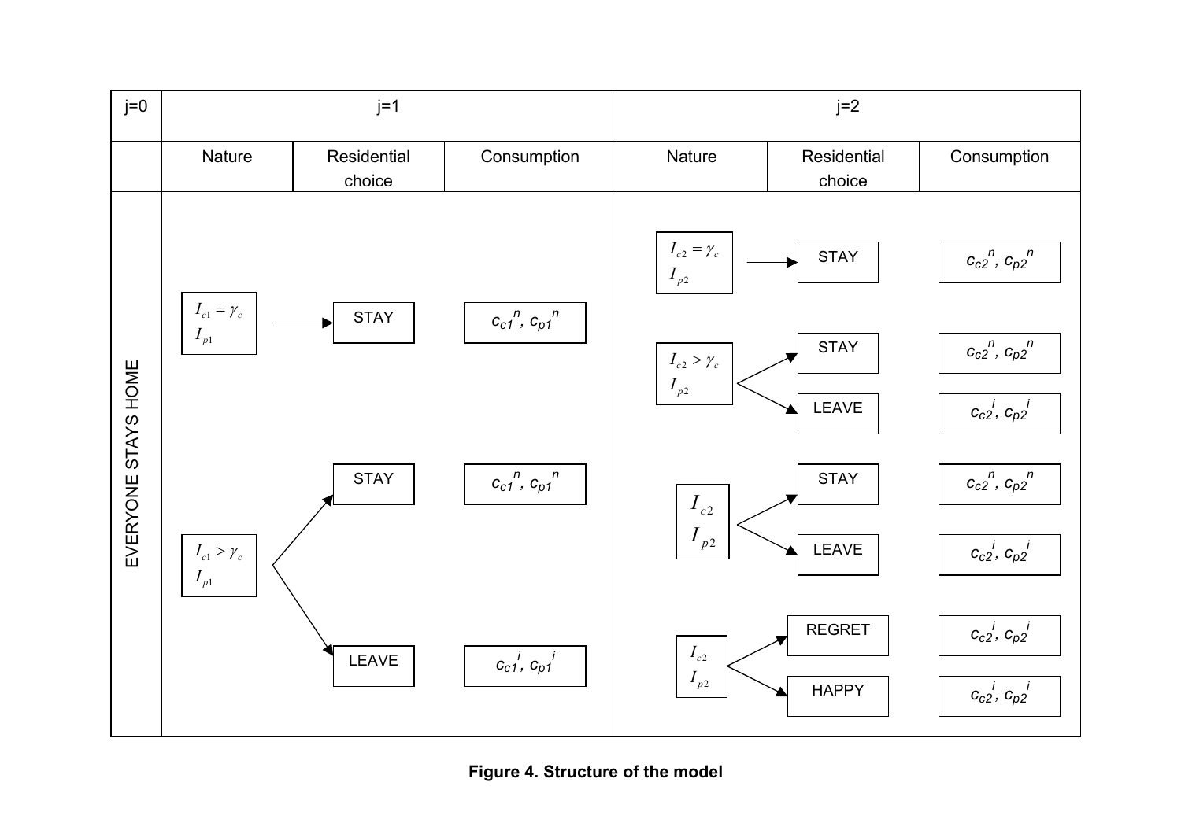| j=0 | j=1 | | | j=2 | | |
|---|---|---|---|---|---|---|
| | Nature | Residential choice | Consumption | Nature | Residential choice | Consumption |
| EVERYONE STAYS HOME | $I_{c1} = \gamma_c$, $I_{p1}$ | STAY | $c_{c1}^{n}$, $c_{p1}^{n}$ | $I_{c2} = \gamma_c$, $I_{p2}$ | STAY | $c_{c2}^{n}$, $c_{p2}^{n}$ |
| | | | | $I_{c2} > \gamma_c$, $I_{p2}$ | STAY | $c_{c2}^{n}$, $c_{p2}^{n}$ |
| | | | | | LEAVE | $c_{c2}^{i}$, $c_{p2}^{i}$ |
| | $I_{c1} > \gamma_c$, $I_{p1}$ | STAY | $c_{c1}^{n}$, $c_{p1}^{n}$ | $I_{c2}$, $I_{p2}$ | STAY | $c_{c2}^{n}$, $c_{p2}^{n}$ |
| | | | | | LEAVE | $c_{c2}^{i}$, $c_{p2}^{i}$ |
| | | LEAVE | $c_{c1}^{i}$, $c_{p1}^{i}$ | $I_{c2}$, $I_{p2}$ | REGRET | $c_{c2}^{i}$, $c_{p2}^{i}$ |
| | | | | | HAPPY | $c_{c2}^{i}$, $c_{p2}^{i}$ |

**Figure 4. Structure of the model**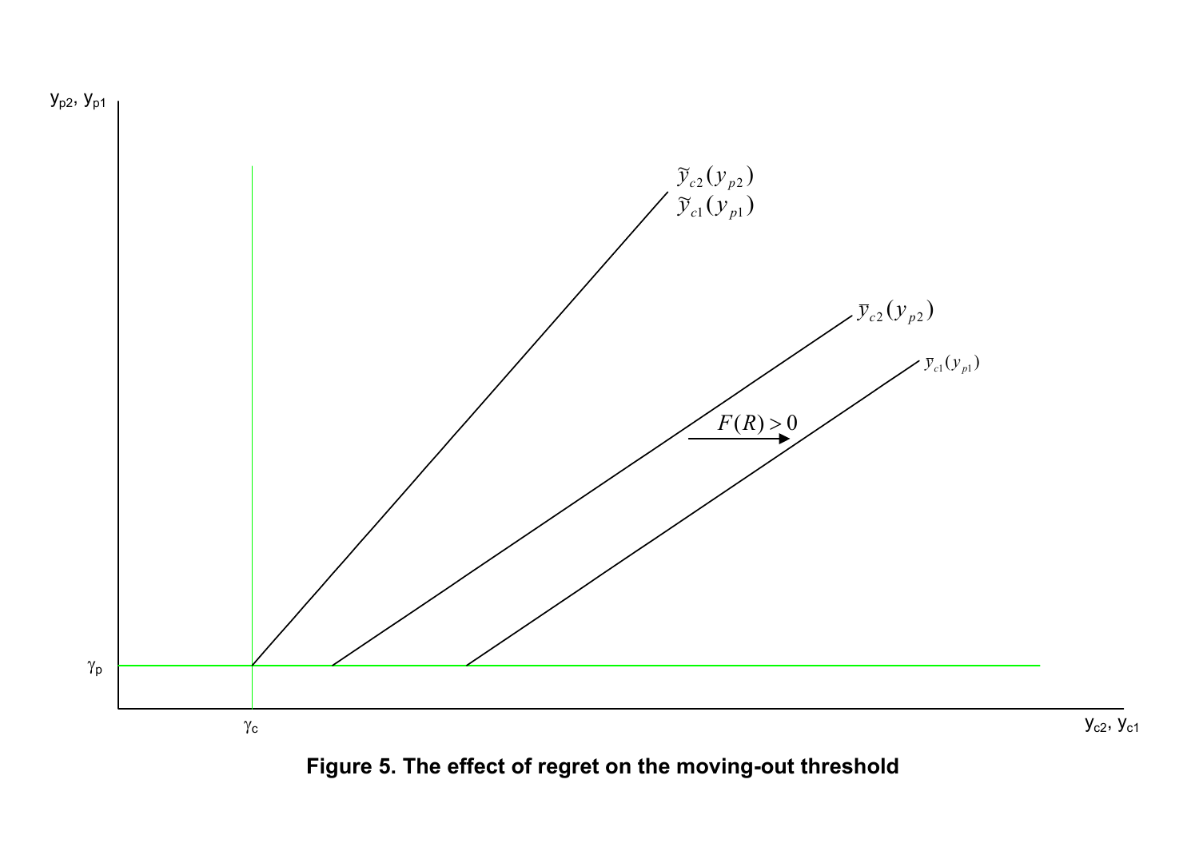$y_{p2}$, $y_{p1}$

$\tilde{y}_{c2}(y_{p2})$

$\tilde{y}_{c1}(y_{p1})$

$\bar{y}_{c2}(y_{p2})$

$\bar{y}_{c1}(y_{p1})$

$F(R) > 0$

$\gamma_p$

$\gamma_c$

$y_{c2}$, $y_{c1}$

**Figure 5. The effect of regret on the moving-out threshold**